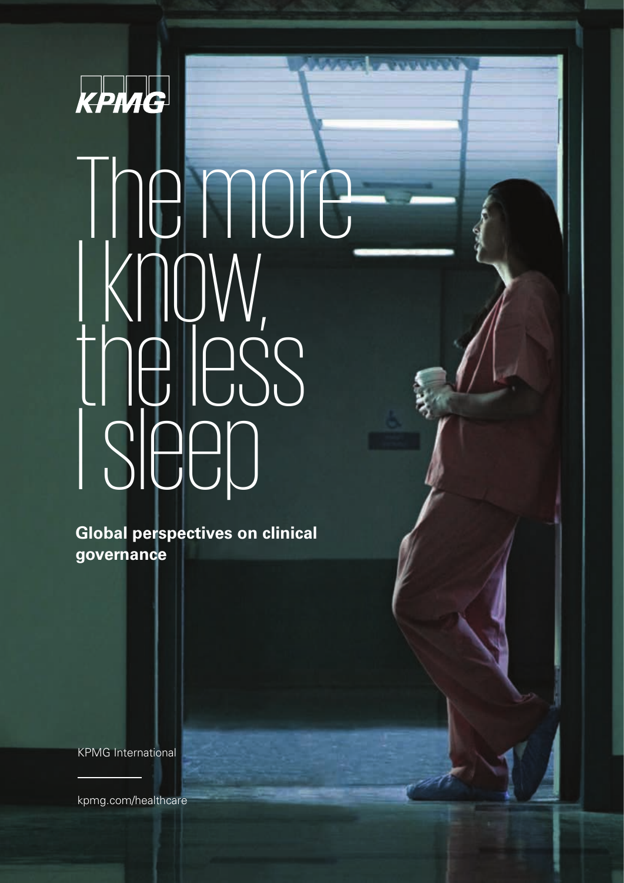KPMG

# The more I know, the less I sleep

**Global perspectives on clinical governance**

KPMG International

kpmg.com/healthcare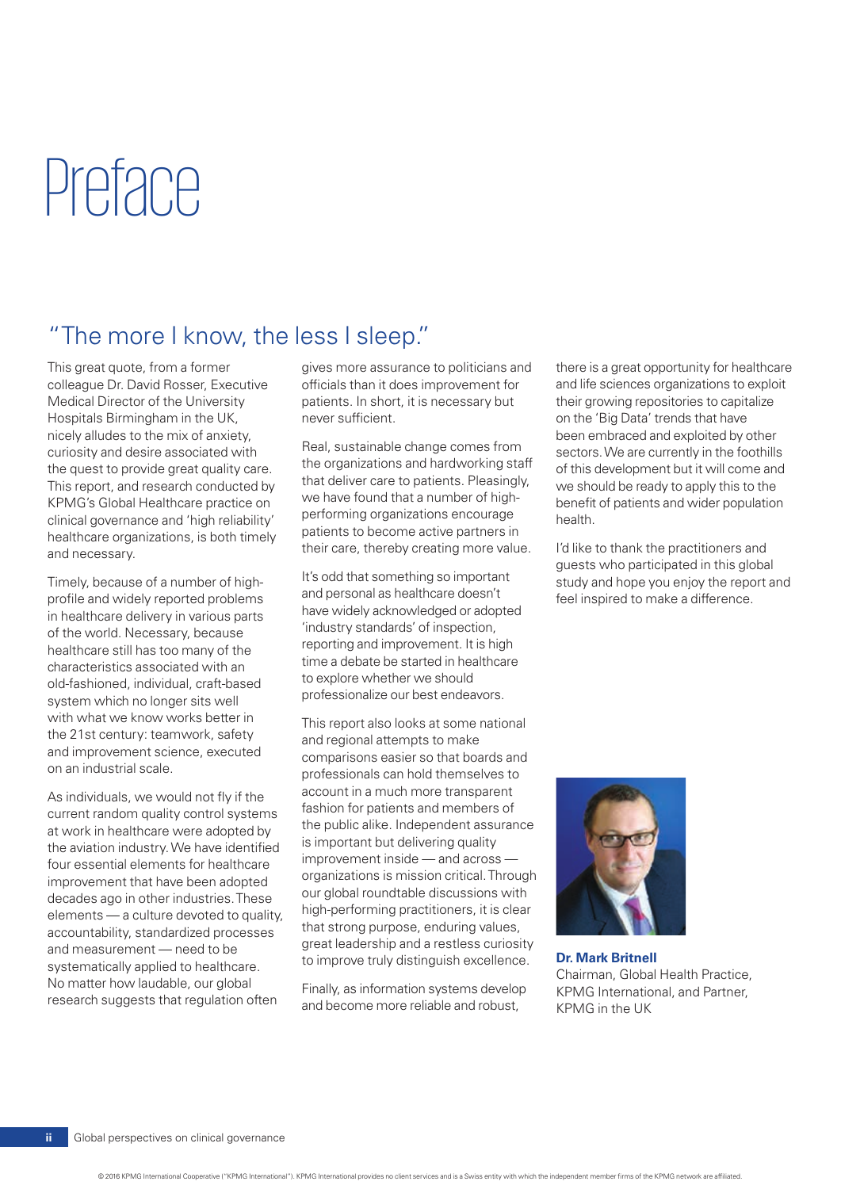# Preface

## "The more I know, the less I sleep."

This great quote, from a former colleague Dr. David Rosser, Executive Medical Director of the University Hospitals Birmingham in the UK, nicely alludes to the mix of anxiety, curiosity and desire associated with the quest to provide great quality care. This report, and research conducted by KPMG's Global Healthcare practice on clinical governance and 'high reliability' healthcare organizations, is both timely and necessary.

Timely, because of a number of high-profile and widely reported problems in healthcare delivery in various parts of the world. Necessary, because healthcare still has too many of the characteristics associated with an old-fashioned, individual, craft-based system which no longer sits well with what we know works better in the 21st century: teamwork, safety and improvement science, executed on an industrial scale.

As individuals, we would not fly if the current random quality control systems at work in healthcare were adopted by the aviation industry. We have identified four essential elements for healthcare improvement that have been adopted decades ago in other industries. These elements — a culture devoted to quality, accountability, standardized processes and measurement — need to be systematically applied to healthcare. No matter how laudable, our global research suggests that regulation often gives more assurance to politicians and officials than it does improvement for patients. In short, it is necessary but never sufficient.

Real, sustainable change comes from the organizations and hardworking staff that deliver care to patients. Pleasingly, we have found that a number of high-performing organizations encourage patients to become active partners in their care, thereby creating more value.

It's odd that something so important and personal as healthcare doesn't have widely acknowledged or adopted 'industry standards' of inspection, reporting and improvement. It is high time a debate be started in healthcare to explore whether we should professionalize our best endeavors.

This report also looks at some national and regional attempts to make comparisons easier so that boards and professionals can hold themselves to account in a much more transparent fashion for patients and members of the public alike. Independent assurance is important but delivering quality improvement inside — and across — organizations is mission critical. Through our global roundtable discussions with high-performing practitioners, it is clear that strong purpose, enduring values, great leadership and a restless curiosity to improve truly distinguish excellence.

Finally, as information systems develop and become more reliable and robust, there is a great opportunity for healthcare and life sciences organizations to exploit their growing repositories to capitalize on the 'Big Data' trends that have been embraced and exploited by other sectors. We are currently in the foothills of this development but it will come and we should be ready to apply this to the benefit of patients and wider population health.

I'd like to thank the practitioners and guests who participated in this global study and hope you enjoy the report and feel inspired to make a difference.

**Dr. Mark Britnell**
Chairman, Global Health Practice, KPMG International, and Partner, KPMG in the UK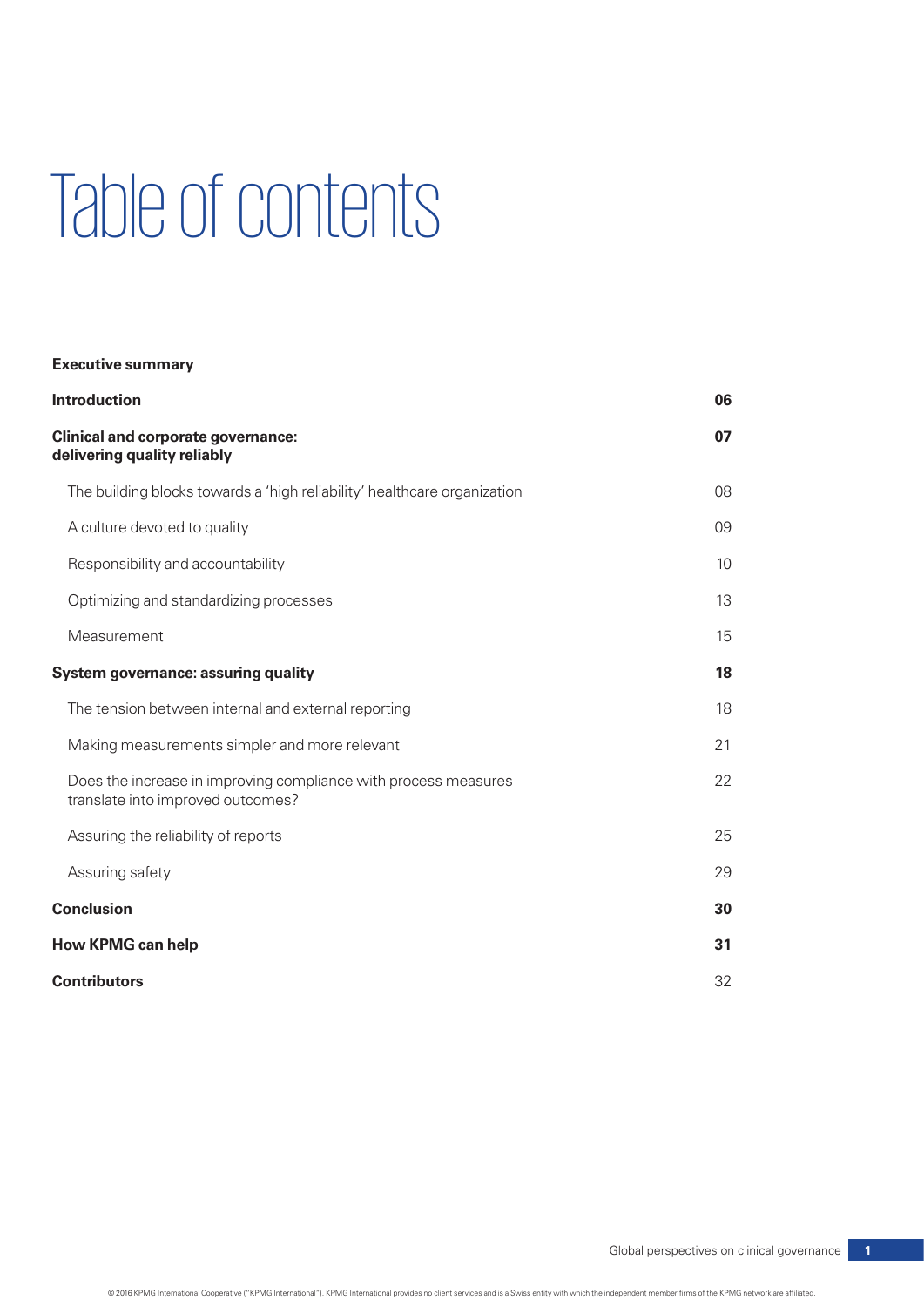# Table of contents

| | |
|---|---|
| **Executive summary** | |
| **Introduction** | **06** |
| **Clinical and corporate governance: delivering quality reliably** | **07** |
| The building blocks towards a 'high reliability' healthcare organization | 08 |
| A culture devoted to quality | 09 |
| Responsibility and accountability | 10 |
| Optimizing and standardizing processes | 13 |
| Measurement | 15 |
| **System governance: assuring quality** | **18** |
| The tension between internal and external reporting | 18 |
| Making measurements simpler and more relevant | 21 |
| Does the increase in improving compliance with process measures translate into improved outcomes? | 22 |
| Assuring the reliability of reports | 25 |
| Assuring safety | 29 |
| **Conclusion** | **30** |
| **How KPMG can help** | **31** |
| **Contributors** | 32 |

© 2016 KPMG International Cooperative ("KPMG International"). KPMG International provides no client services and is a Swiss entity with which the independent member firms of the KPMG network are affiliated.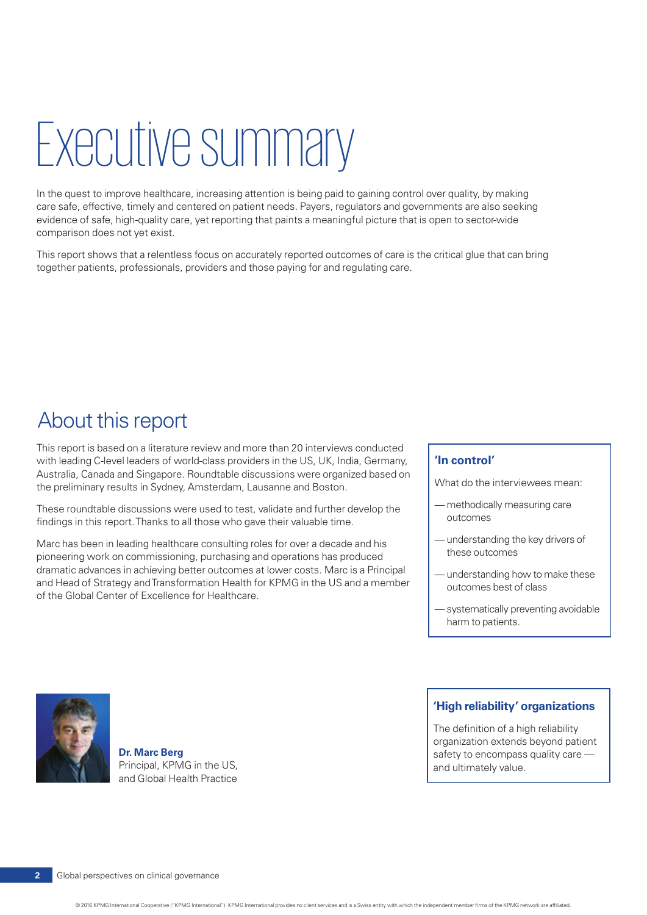# Executive summary

In the quest to improve healthcare, increasing attention is being paid to gaining control over quality, by making care safe, effective, timely and centered on patient needs. Payers, regulators and governments are also seeking evidence of safe, high-quality care, yet reporting that paints a meaningful picture that is open to sector-wide comparison does not yet exist.

This report shows that a relentless focus on accurately reported outcomes of care is the critical glue that can bring together patients, professionals, providers and those paying for and regulating care.

## About this report

This report is based on a literature review and more than 20 interviews conducted with leading C-level leaders of world-class providers in the US, UK, India, Germany, Australia, Canada and Singapore. Roundtable discussions were organized based on the preliminary results in Sydney, Amsterdam, Lausanne and Boston.

These roundtable discussions were used to test, validate and further develop the findings in this report. Thanks to all those who gave their valuable time.

Marc has been in leading healthcare consulting roles for over a decade and his pioneering work on commissioning, purchasing and operations has produced dramatic advances in achieving better outcomes at lower costs. Marc is a Principal and Head of Strategy and Transformation Health for KPMG in the US and a member of the Global Center of Excellence for Healthcare.

**'In control'**

What do the interviewees mean:

- methodically measuring care outcomes
- understanding the key drivers of these outcomes
- understanding how to make these outcomes best of class
- systematically preventing avoidable harm to patients.

**Dr. Marc Berg**
Principal, KPMG in the US, and Global Health Practice

**'High reliability' organizations**

The definition of a high reliability organization extends beyond patient safety to encompass quality care — and ultimately value.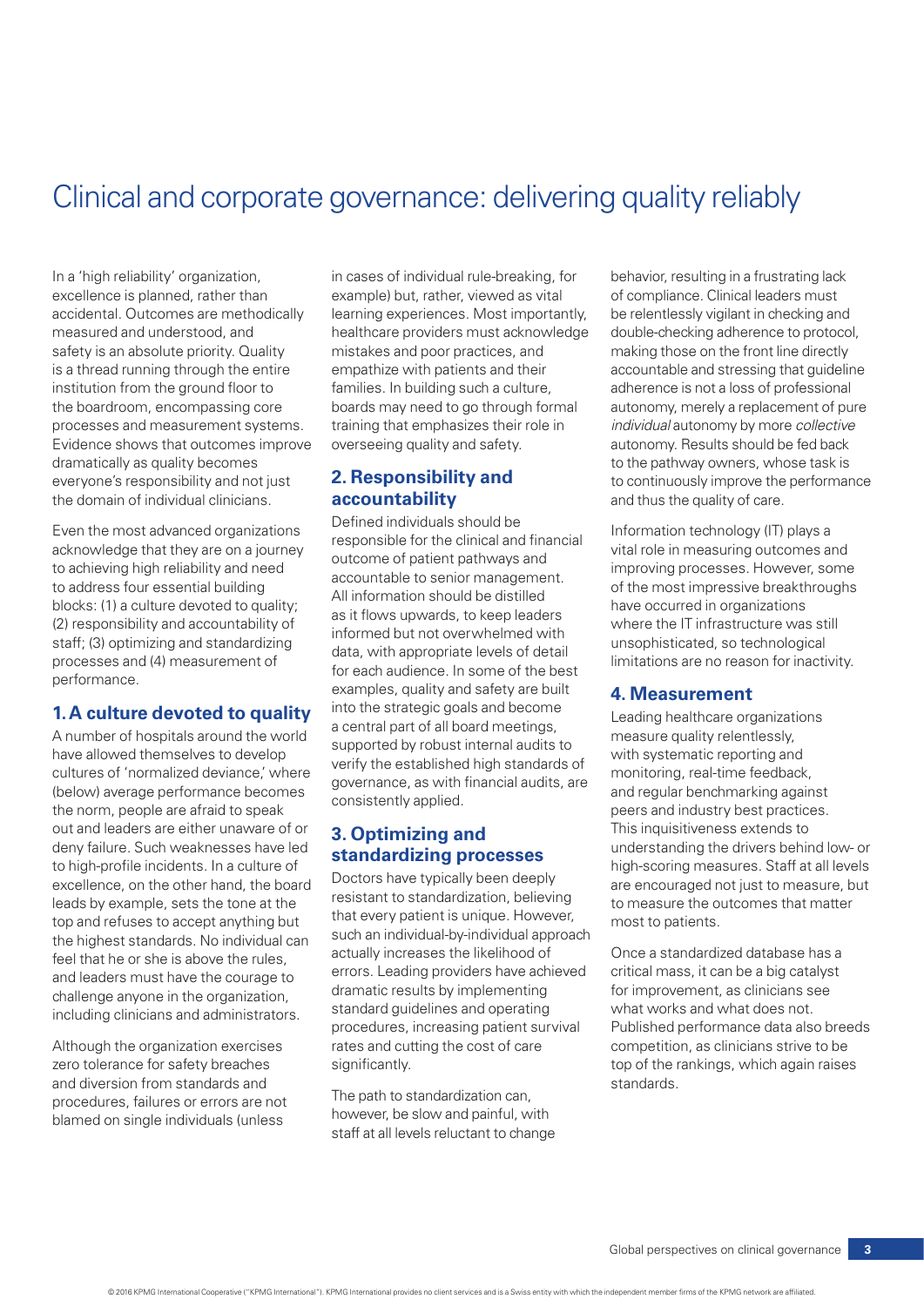# Clinical and corporate governance: delivering quality reliably

In a 'high reliability' organization, excellence is planned, rather than accidental. Outcomes are methodically measured and understood, and safety is an absolute priority. Quality is a thread running through the entire institution from the ground floor to the boardroom, encompassing core processes and measurement systems. Evidence shows that outcomes improve dramatically as quality becomes everyone's responsibility and not just the domain of individual clinicians.

Even the most advanced organizations acknowledge that they are on a journey to achieving high reliability and need to address four essential building blocks: (1) a culture devoted to quality; (2) responsibility and accountability of staff; (3) optimizing and standardizing processes and (4) measurement of performance.

## 1. A culture devoted to quality

A number of hospitals around the world have allowed themselves to develop cultures of 'normalized deviance,' where (below) average performance becomes the norm, people are afraid to speak out and leaders are either unaware of or deny failure. Such weaknesses have led to high-profile incidents. In a culture of excellence, on the other hand, the board leads by example, sets the tone at the top and refuses to accept anything but the highest standards. No individual can feel that he or she is above the rules, and leaders must have the courage to challenge anyone in the organization, including clinicians and administrators.

Although the organization exercises zero tolerance for safety breaches and diversion from standards and procedures, failures or errors are not blamed on single individuals (unless in cases of individual rule-breaking, for example) but, rather, viewed as vital learning experiences. Most importantly, healthcare providers must acknowledge mistakes and poor practices, and empathize with patients and their families. In building such a culture, boards may need to go through formal training that emphasizes their role in overseeing quality and safety.

## 2. Responsibility and accountability

Defined individuals should be responsible for the clinical and financial outcome of patient pathways and accountable to senior management. All information should be distilled as it flows upwards, to keep leaders informed but not overwhelmed with data, with appropriate levels of detail for each audience. In some of the best examples, quality and safety are built into the strategic goals and become a central part of all board meetings, supported by robust internal audits to verify the established high standards of governance, as with financial audits, are consistently applied.

## 3. Optimizing and standardizing processes

Doctors have typically been deeply resistant to standardization, believing that every patient is unique. However, such an individual-by-individual approach actually increases the likelihood of errors. Leading providers have achieved dramatic results by implementing standard guidelines and operating procedures, increasing patient survival rates and cutting the cost of care significantly.

The path to standardization can, however, be slow and painful, with staff at all levels reluctant to change behavior, resulting in a frustrating lack of compliance. Clinical leaders must be relentlessly vigilant in checking and double-checking adherence to protocol, making those on the front line directly accountable and stressing that guideline adherence is not a loss of professional autonomy, merely a replacement of pure *individual* autonomy by more *collective* autonomy. Results should be fed back to the pathway owners, whose task is to continuously improve the performance and thus the quality of care.

Information technology (IT) plays a vital role in measuring outcomes and improving processes. However, some of the most impressive breakthroughs have occurred in organizations where the IT infrastructure was still unsophisticated, so technological limitations are no reason for inactivity.

## 4. Measurement

Leading healthcare organizations measure quality relentlessly, with systematic reporting and monitoring, real-time feedback, and regular benchmarking against peers and industry best practices. This inquisitiveness extends to understanding the drivers behind low- or high-scoring measures. Staff at all levels are encouraged not just to measure, but to measure the outcomes that matter most to patients.

Once a standardized database has a critical mass, it can be a big catalyst for improvement, as clinicians see what works and what does not. Published performance data also breeds competition, as clinicians strive to be top of the rankings, which again raises standards.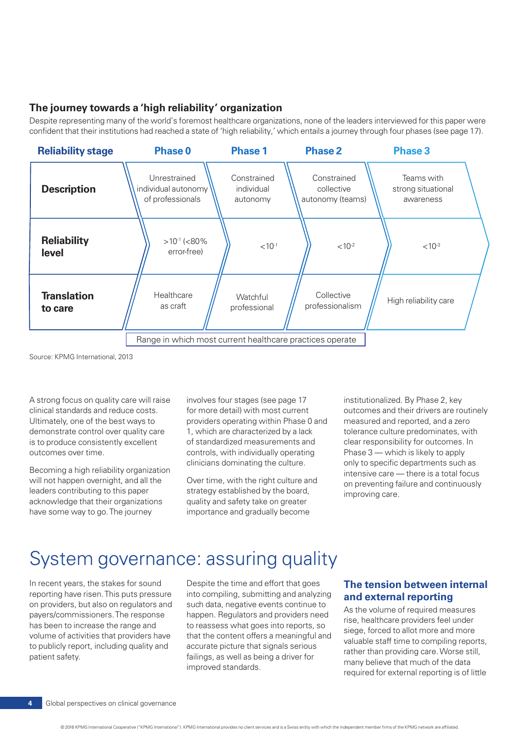### The journey towards a 'high reliability' organization

Despite representing many of the world's foremost healthcare organizations, none of the leaders interviewed for this paper were confident that their institutions had reached a state of 'high reliability,' which entails a journey through four phases (see page 17).

| Reliability stage | Phase 0 | Phase 1 | Phase 2 | Phase 3 |
|---|---|---|---|---|
| **Description** | Unrestrained individual autonomy of professionals | Constrained individual autonomy | Constrained collective autonomy (teams) | Teams with strong situational awareness |
| **Reliability level** | $>10^{-1}$ (<80% error-free) | $<10^{-1}$ | $<10^{-2}$ | $<10^{-3}$ |
| **Translation to care** | Healthcare as craft | Watchful professional | Collective professionalism | High reliability care |

Range in which most current healthcare practices operate

Source: KPMG International, 2013

A strong focus on quality care will raise clinical standards and reduce costs. Ultimately, one of the best ways to demonstrate control over quality care is to produce consistently excellent outcomes over time.

Becoming a high reliability organization will not happen overnight, and all the leaders contributing to this paper acknowledge that their organizations have some way to go. The journey involves four stages (see page 17 for more detail) with most current providers operating within Phase 0 and 1, which are characterized by a lack of standardized measurements and controls, with individually operating clinicians dominating the culture.

Over time, with the right culture and strategy established by the board, quality and safety take on greater importance and gradually become institutionalized. By Phase 2, key outcomes and their drivers are routinely measured and reported, and a zero tolerance culture predominates, with clear responsibility for outcomes. In Phase 3 — which is likely to apply only to specific departments such as intensive care — there is a total focus on preventing failure and continuously improving care.

# System governance: assuring quality

In recent years, the stakes for sound reporting have risen. This puts pressure on providers, but also on regulators and payers/commissioners. The response has been to increase the range and volume of activities that providers have to publicly report, including quality and patient safety.

Despite the time and effort that goes into compiling, submitting and analyzing such data, negative events continue to happen. Regulators and providers need to reassess what goes into reports, so that the content offers a meaningful and accurate picture that signals serious failings, as well as being a driver for improved standards.

### The tension between internal and external reporting

As the volume of required measures rise, healthcare providers feel under siege, forced to allot more and more valuable staff time to compiling reports, rather than providing care. Worse still, many believe that much of the data required for external reporting is of little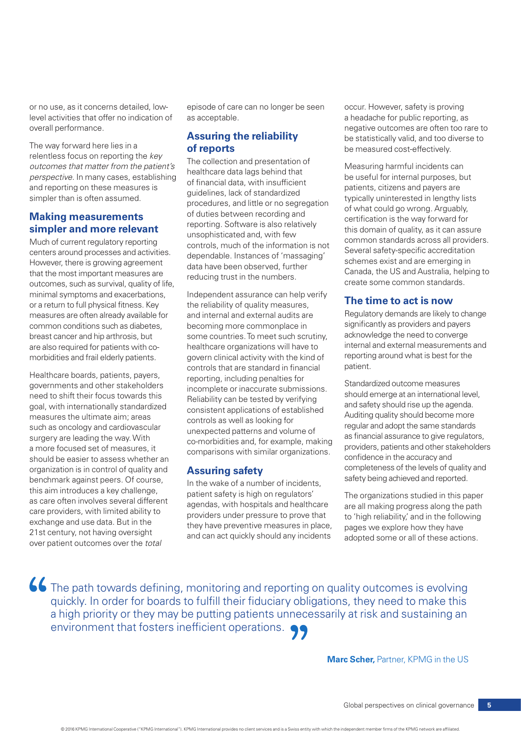or no use, as it concerns detailed, low-level activities that offer no indication of overall performance.

The way forward here lies in a relentless focus on reporting the *key outcomes that matter from the patient's perspective*. In many cases, establishing and reporting on these measures is simpler than is often assumed.

## Making measurements simpler and more relevant

Much of current regulatory reporting centers around processes and activities. However, there is growing agreement that the most important measures are outcomes, such as survival, quality of life, minimal symptoms and exacerbations, or a return to full physical fitness. Key measures are often already available for common conditions such as diabetes, breast cancer and hip arthrosis, but are also required for patients with co-morbidities and frail elderly patients.

Healthcare boards, patients, payers, governments and other stakeholders need to shift their focus towards this goal, with internationally standardized measures the ultimate aim; areas such as oncology and cardiovascular surgery are leading the way. With a more focused set of measures, it should be easier to assess whether an organization is in control of quality and benchmark against peers. Of course, this aim introduces a key challenge, as care often involves several different care providers, with limited ability to exchange and use data. But in the 21st century, not having oversight over patient outcomes over the *total* episode of care can no longer be seen as acceptable.

## Assuring the reliability of reports

The collection and presentation of healthcare data lags behind that of financial data, with insufficient guidelines, lack of standardized procedures, and little or no segregation of duties between recording and reporting. Software is also relatively unsophisticated and, with few controls, much of the information is not dependable. Instances of 'massaging' data have been observed, further reducing trust in the numbers.

Independent assurance can help verify the reliability of quality measures, and internal and external audits are becoming more commonplace in some countries. To meet such scrutiny, healthcare organizations will have to govern clinical activity with the kind of controls that are standard in financial reporting, including penalties for incomplete or inaccurate submissions. Reliability can be tested by verifying consistent applications of established controls as well as looking for unexpected patterns and volume of co-morbidities and, for example, making comparisons with similar organizations.

## Assuring safety

In the wake of a number of incidents, patient safety is high on regulators' agendas, with hospitals and healthcare providers under pressure to prove that they have preventive measures in place, and can act quickly should any incidents occur. However, safety is proving a headache for public reporting, as negative outcomes are often too rare to be statistically valid, and too diverse to be measured cost-effectively.

Measuring harmful incidents can be useful for internal purposes, but patients, citizens and payers are typically uninterested in lengthy lists of what could go wrong. Arguably, certification is the way forward for this domain of quality, as it can assure common standards across all providers. Several safety-specific accreditation schemes exist and are emerging in Canada, the US and Australia, helping to create some common standards.

## The time to act is now

Regulatory demands are likely to change significantly as providers and payers acknowledge the need to converge internal and external measurements and reporting around what is best for the patient.

Standardized outcome measures should emerge at an international level, and safety should rise up the agenda. Auditing quality should become more regular and adopt the same standards as financial assurance to give regulators, providers, patients and other stakeholders confidence in the accuracy and completeness of the levels of quality and safety being achieved and reported.

The organizations studied in this paper are all making progress along the path to 'high reliability,' and in the following pages we explore how they have adopted some or all of these actions.

> "The path towards defining, monitoring and reporting on quality outcomes is evolving quickly. In order for boards to fulfill their fiduciary obligations, they need to make this a high priority or they may be putting patients unnecessarily at risk and sustaining an environment that fosters inefficient operations."
>
> **Marc Scher,** Partner, KPMG in the US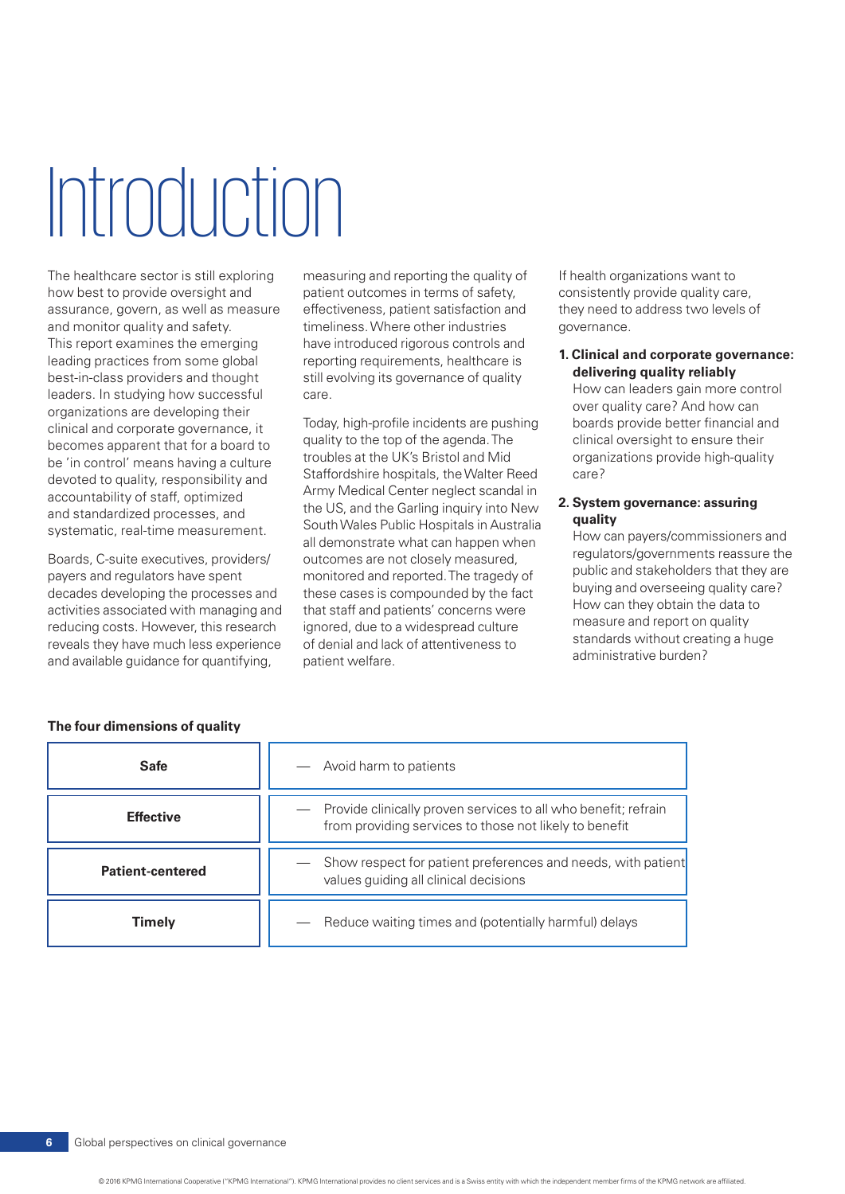# Introduction

The healthcare sector is still exploring how best to provide oversight and assurance, govern, as well as measure and monitor quality and safety. This report examines the emerging leading practices from some global best-in-class providers and thought leaders. In studying how successful organizations are developing their clinical and corporate governance, it becomes apparent that for a board to be 'in control' means having a culture devoted to quality, responsibility and accountability of staff, optimized and standardized processes, and systematic, real-time measurement.

Boards, C-suite executives, providers/payers and regulators have spent decades developing the processes and activities associated with managing and reducing costs. However, this research reveals they have much less experience and available guidance for quantifying, measuring and reporting the quality of patient outcomes in terms of safety, effectiveness, patient satisfaction and timeliness. Where other industries have introduced rigorous controls and reporting requirements, healthcare is still evolving its governance of quality care.

Today, high-profile incidents are pushing quality to the top of the agenda. The troubles at the UK's Bristol and Mid Staffordshire hospitals, the Walter Reed Army Medical Center neglect scandal in the US, and the Garling inquiry into New South Wales Public Hospitals in Australia all demonstrate what can happen when outcomes are not closely measured, monitored and reported. The tragedy of these cases is compounded by the fact that staff and patients' concerns were ignored, due to a widespread culture of denial and lack of attentiveness to patient welfare.

If health organizations want to consistently provide quality care, they need to address two levels of governance.

1. **Clinical and corporate governance: delivering quality reliably**
   How can leaders gain more control over quality care? And how can boards provide better financial and clinical oversight to ensure their organizations provide high-quality care?

2. **System governance: assuring quality**
   How can payers/commissioners and regulators/governments reassure the public and stakeholders that they are buying and overseeing quality care? How can they obtain the data to measure and report on quality standards without creating a huge administrative burden?

**The four dimensions of quality**

| Dimension | Description |
|---|---|
| **Safe** | — Avoid harm to patients |
| **Effective** | — Provide clinically proven services to all who benefit; refrain from providing services to those not likely to benefit |
| **Patient-centered** | — Show respect for patient preferences and needs, with patient values guiding all clinical decisions |
| **Timely** | — Reduce waiting times and (potentially harmful) delays |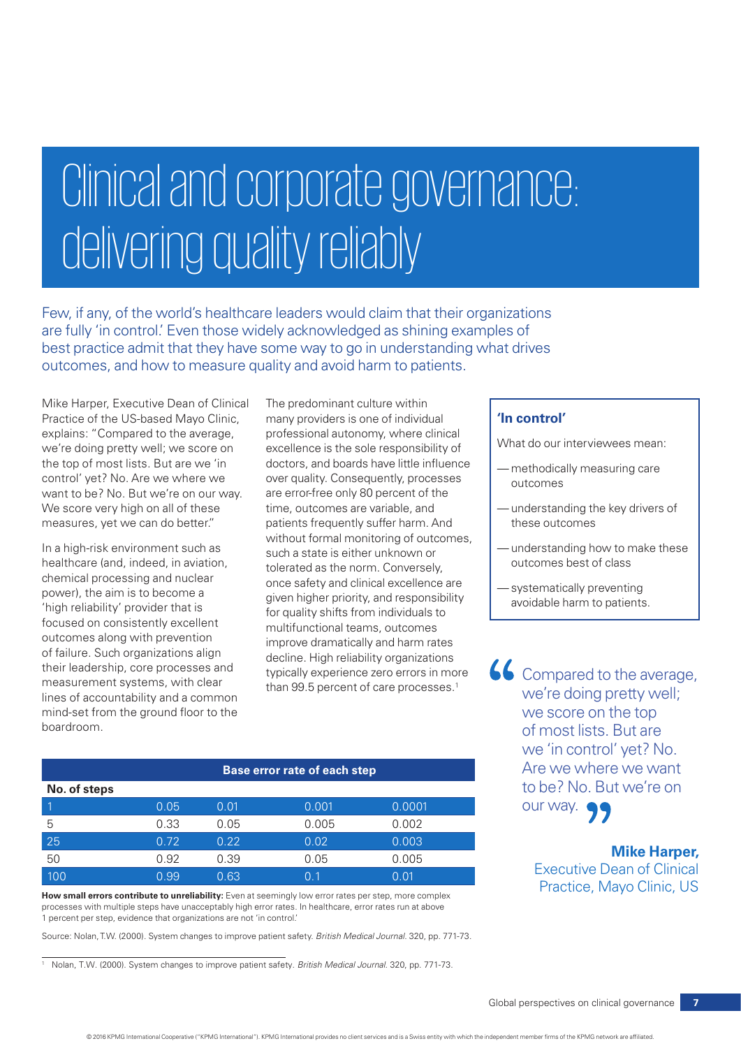# Clinical and corporate governance: delivering quality reliably

Few, if any, of the world's healthcare leaders would claim that their organizations are fully 'in control.' Even those widely acknowledged as shining examples of best practice admit that they have some way to go in understanding what drives outcomes, and how to measure quality and avoid harm to patients.

Mike Harper, Executive Dean of Clinical Practice of the US-based Mayo Clinic, explains: "Compared to the average, we're doing pretty well; we score on the top of most lists. But are we 'in control' yet? No. Are we where we want to be? No. But we're on our way. We score very high on all of these measures, yet we can do better."

In a high-risk environment such as healthcare (and, indeed, in aviation, chemical processing and nuclear power), the aim is to become a 'high reliability' provider that is focused on consistently excellent outcomes along with prevention of failure. Such organizations align their leadership, core processes and measurement systems, with clear lines of accountability and a common mind-set from the ground floor to the boardroom.

The predominant culture within many providers is one of individual professional autonomy, where clinical excellence is the sole responsibility of doctors, and boards have little influence over quality. Consequently, processes are error-free only 80 percent of the time, outcomes are variable, and patients frequently suffer harm. And without formal monitoring of outcomes, such a state is either unknown or tolerated as the norm. Conversely, once safety and clinical excellence are given higher priority, and responsibility for quality shifts from individuals to multifunctional teams, outcomes improve dramatically and harm rates decline. High reliability organizations typically experience zero errors in more than 99.5 percent of care processes.[1]

| No. of steps | Base error rate of each step | | | |
|---|---|---|---|---|
| | 0.05 | 0.01 | 0.001 | 0.0001 |
| 1 | 0.05 | 0.01 | 0.001 | 0.0001 |
| 5 | 0.33 | 0.05 | 0.005 | 0.002 |
| 25 | 0.72 | 0.22 | 0.02 | 0.003 |
| 50 | 0.92 | 0.39 | 0.05 | 0.005 |
| 100 | 0.99 | 0.63 | 0.1 | 0.01 |

**How small errors contribute to unreliability:** Even at seemingly low error rates per step, more complex processes with multiple steps have unacceptably high error rates. In healthcare, error rates run at above 1 percent per step, evidence that organizations are not 'in control.'

Source: Nolan, T.W. (2000). System changes to improve patient safety. *British Medical Journal.* 320, pp. 771-73.

**'In control'**

What do our interviewees mean:

- methodically measuring care outcomes
- understanding the key drivers of these outcomes
- understanding how to make these outcomes best of class
- systematically preventing avoidable harm to patients.

> "Compared to the average, we're doing pretty well; we score on the top of most lists. But are we 'in control' yet? No. Are we where we want to be? No. But we're on our way."
>
> **Mike Harper,** Executive Dean of Clinical Practice, Mayo Clinic, US

[1] Nolan, T.W. (2000). System changes to improve patient safety. *British Medical Journal.* 320, pp. 771-73.

© 2016 KPMG International Cooperative ("KPMG International"). KPMG International provides no client services and is a Swiss entity with which the independent member firms of the KPMG network are affiliated.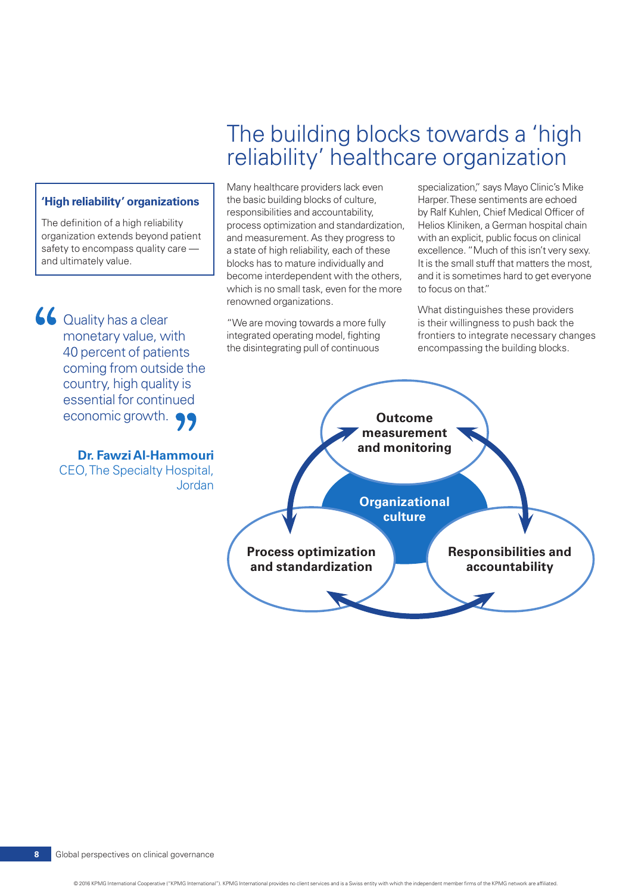# The building blocks towards a 'high reliability' healthcare organization

> **'High reliability' organizations**
>
> The definition of a high reliability organization extends beyond patient safety to encompass quality care — and ultimately value.

> "Quality has a clear monetary value, with 40 percent of patients coming from outside the country, high quality is essential for continued economic growth."
>
> **Dr. Fawzi Al-Hammouri**
> CEO, The Specialty Hospital, Jordan

Many healthcare providers lack even the basic building blocks of culture, responsibilities and accountability, process optimization and standardization, and measurement. As they progress to a state of high reliability, each of these blocks has to mature individually and become interdependent with the others, which is no small task, even for the more renowned organizations.

"We are moving towards a more fully integrated operating model, fighting the disintegrating pull of continuous specialization," says Mayo Clinic's Mike Harper. These sentiments are echoed by Ralf Kuhlen, Chief Medical Officer of Helios Kliniken, a German hospital chain with an explicit, public focus on clinical excellence. "Much of this isn't very sexy. It is the small stuff that matters the most, and it is sometimes hard to get everyone to focus on that."

What distinguishes these providers is their willingness to push back the frontiers to integrate necessary changes encompassing the building blocks.

**Outcome measurement and monitoring**

**Organizational culture**

**Process optimization and standardization**

**Responsibilities and accountability**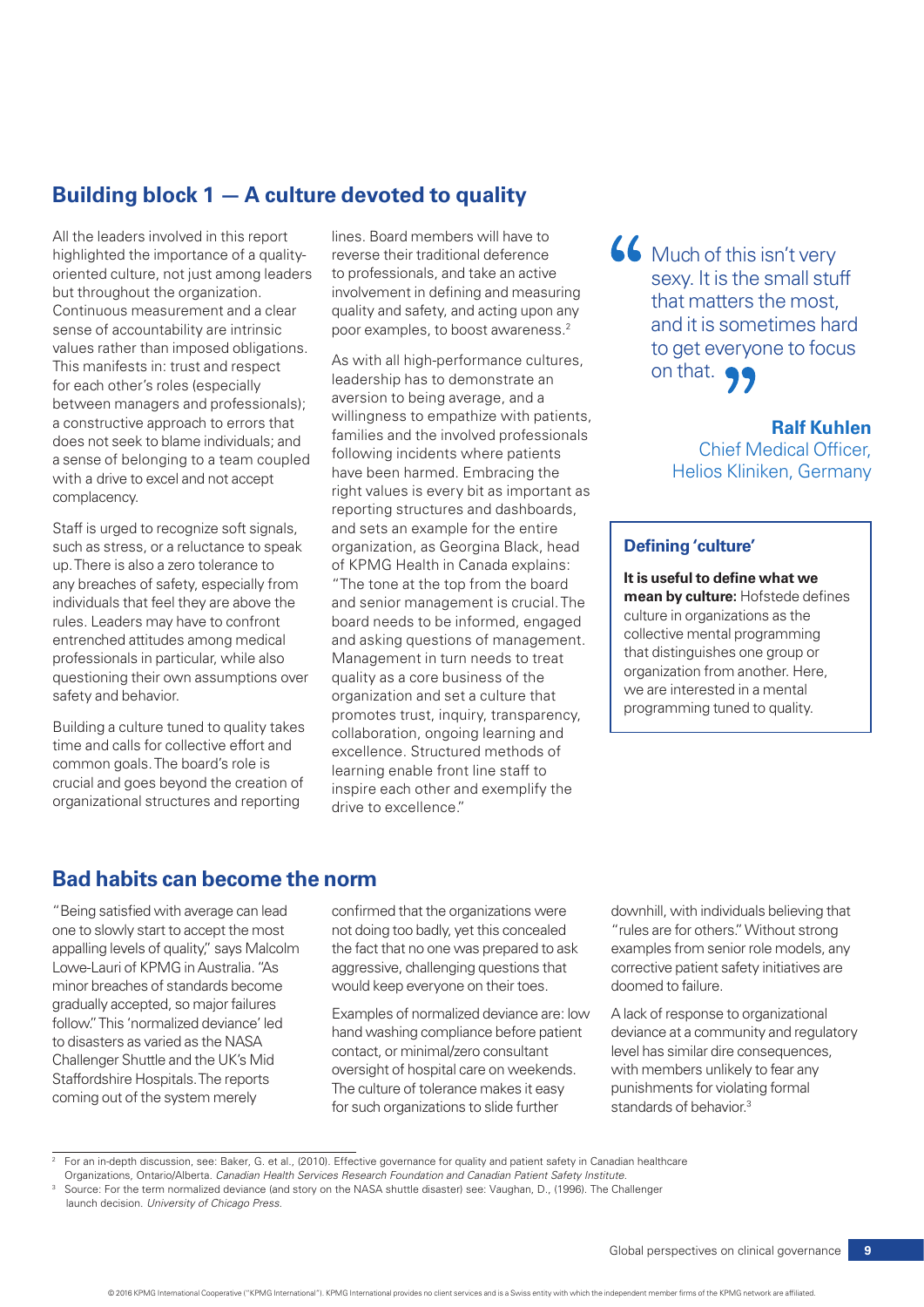## Building block 1 — A culture devoted to quality

All the leaders involved in this report highlighted the importance of a quality-oriented culture, not just among leaders but throughout the organization. Continuous measurement and a clear sense of accountability are intrinsic values rather than imposed obligations. This manifests in: trust and respect for each other's roles (especially between managers and professionals); a constructive approach to errors that does not seek to blame individuals; and a sense of belonging to a team coupled with a drive to excel and not accept complacency.

Staff is urged to recognize soft signals, such as stress, or a reluctance to speak up. There is also a zero tolerance to any breaches of safety, especially from individuals that feel they are above the rules. Leaders may have to confront entrenched attitudes among medical professionals in particular, while also questioning their own assumptions over safety and behavior.

Building a culture tuned to quality takes time and calls for collective effort and common goals. The board's role is crucial and goes beyond the creation of organizational structures and reporting lines. Board members will have to reverse their traditional deference to professionals, and take an active involvement in defining and measuring quality and safety, and acting upon any poor examples, to boost awareness.[2]

As with all high-performance cultures, leadership has to demonstrate an aversion to being average, and a willingness to empathize with patients, families and the involved professionals following incidents where patients have been harmed. Embracing the right values is every bit as important as reporting structures and dashboards, and sets an example for the entire organization, as Georgina Black, head of KPMG Health in Canada explains: "The tone at the top from the board and senior management is crucial. The board needs to be informed, engaged and asking questions of management. Management in turn needs to treat quality as a core business of the organization and set a culture that promotes trust, inquiry, transparency, collaboration, ongoing learning and excellence. Structured methods of learning enable front line staff to inspire each other and exemplify the drive to excellence."

> "Much of this isn't very sexy. It is the small stuff that matters the most, and it is sometimes hard to get everyone to focus on that."
>
> **Ralf Kuhlen**
> Chief Medical Officer,
> Helios Kliniken, Germany

### Defining 'culture'

**It is useful to define what we mean by culture:** Hofstede defines culture in organizations as the collective mental programming that distinguishes one group or organization from another. Here, we are interested in a mental programming tuned to quality.

## Bad habits can become the norm

"Being satisfied with average can lead one to slowly start to accept the most appalling levels of quality," says Malcolm Lowe-Lauri of KPMG in Australia. "As minor breaches of standards become gradually accepted, so major failures follow." This 'normalized deviance' led to disasters as varied as the NASA Challenger Shuttle and the UK's Mid Staffordshire Hospitals. The reports coming out of the system merely confirmed that the organizations were not doing too badly, yet this concealed the fact that no one was prepared to ask aggressive, challenging questions that would keep everyone on their toes.

Examples of normalized deviance are: low hand washing compliance before patient contact, or minimal/zero consultant oversight of hospital care on weekends. The culture of tolerance makes it easy for such organizations to slide further downhill, with individuals believing that "rules are for others." Without strong examples from senior role models, any corrective patient safety initiatives are doomed to failure.

A lack of response to organizational deviance at a community and regulatory level has similar dire consequences, with members unlikely to fear any punishments for violating formal standards of behavior.[3]

---

[2] For an in-depth discussion, see: Baker, G. et al., (2010). Effective governance for quality and patient safety in Canadian healthcare Organizations, Ontario/Alberta. *Canadian Health Services Research Foundation and Canadian Patient Safety Institute.*

[3] Source: For the term normalized deviance (and story on the NASA shuttle disaster) see: Vaughan, D., (1996). The Challenger launch decision. *University of Chicago Press.*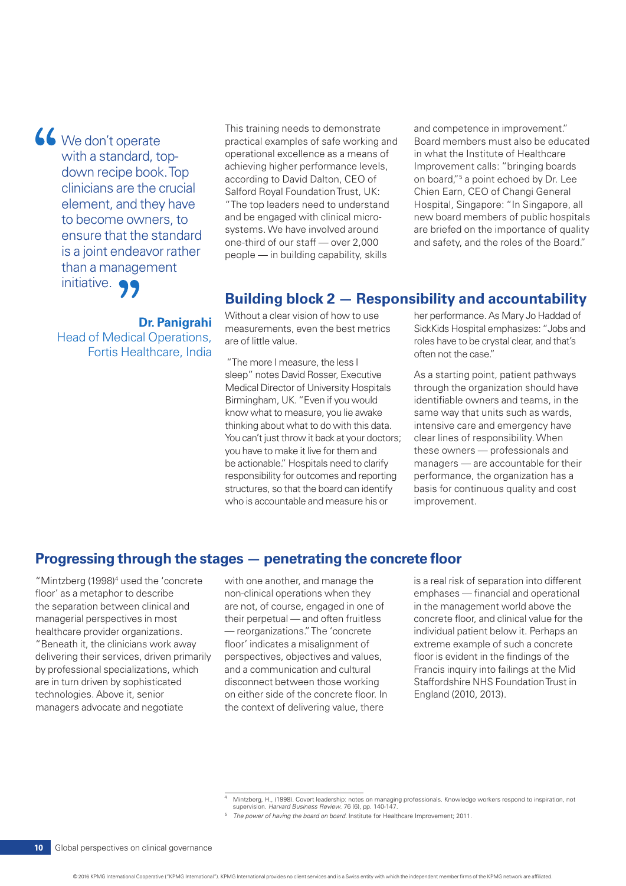> "We don't operate with a standard, top-down recipe book. Top clinicians are the crucial element, and they have to become owners, to ensure that the standard is a joint endeavor rather than a management initiative."
>
> **Dr. Panigrahi**
> Head of Medical Operations, Fortis Healthcare, India

This training needs to demonstrate practical examples of safe working and operational excellence as a means of achieving higher performance levels, according to David Dalton, CEO of Salford Royal Foundation Trust, UK: "The top leaders need to understand and be engaged with clinical micro-systems. We have involved around one-third of our staff — over 2,000 people — in building capability, skills and competence in improvement." Board members must also be educated in what the Institute of Healthcare Improvement calls: "bringing boards on board,"[5] a point echoed by Dr. Lee Chien Earn, CEO of Changi General Hospital, Singapore: "In Singapore, all new board members of public hospitals are briefed on the importance of quality and safety, and the roles of the Board."

## Building block 2 — Responsibility and accountability

Without a clear vision of how to use measurements, even the best metrics are of little value.

"The more I measure, the less I sleep" notes David Rosser, Executive Medical Director of University Hospitals Birmingham, UK. "Even if you would know what to measure, you lie awake thinking about what to do with this data. You can't just throw it back at your doctors; you have to make it live for them and be actionable." Hospitals need to clarify responsibility for outcomes and reporting structures, so that the board can identify who is accountable and measure his or her performance. As Mary Jo Haddad of SickKids Hospital emphasizes: "Jobs and roles have to be crystal clear, and that's often not the case."

As a starting point, patient pathways through the organization should have identifiable owners and teams, in the same way that units such as wards, intensive care and emergency have clear lines of responsibility. When these owners — professionals and managers — are accountable for their performance, the organization has a basis for continuous quality and cost improvement.

## Progressing through the stages — penetrating the concrete floor

"Mintzberg (1998)[4] used the 'concrete floor' as a metaphor to describe the separation between clinical and managerial perspectives in most healthcare provider organizations. "Beneath it, the clinicians work away delivering their services, driven primarily by professional specializations, which are in turn driven by sophisticated technologies. Above it, senior managers advocate and negotiate with one another, and manage the non-clinical operations when they are not, of course, engaged in one of their perpetual — and often fruitless — reorganizations." The 'concrete floor' indicates a misalignment of perspectives, objectives and values, and a communication and cultural disconnect between those working on either side of the concrete floor. In the context of delivering value, there is a real risk of separation into different emphases — financial and operational in the management world above the concrete floor, and clinical value for the individual patient below it. Perhaps an extreme example of such a concrete floor is evident in the findings of the Francis inquiry into failings at the Mid Staffordshire NHS Foundation Trust in England (2010, 2013).

---

[4] Mintzberg, H., (1998). Covert leadership: notes on managing professionals. Knowledge workers respond to inspiration, not supervision. *Harvard Business Review*. 76 (6), pp. 140-147.

[5] *The power of having the board on board*. Institute for Healthcare Improvement; 2011.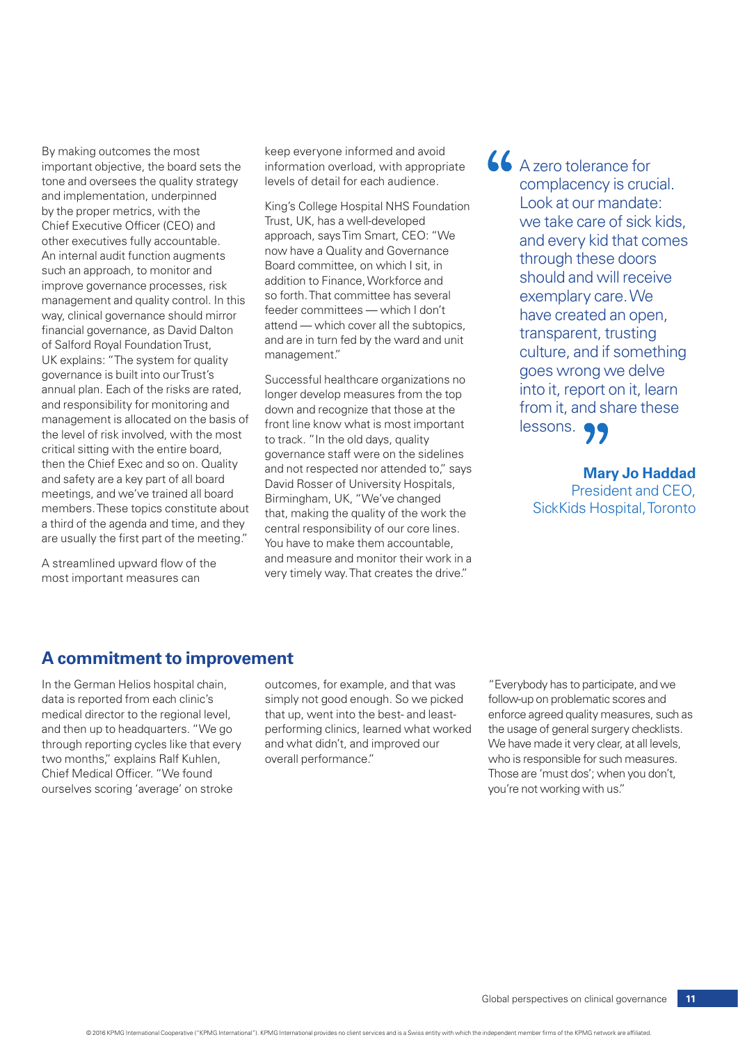By making outcomes the most important objective, the board sets the tone and oversees the quality strategy and implementation, underpinned by the proper metrics, with the Chief Executive Officer (CEO) and other executives fully accountable. An internal audit function augments such an approach, to monitor and improve governance processes, risk management and quality control. In this way, clinical governance should mirror financial governance, as David Dalton of Salford Royal Foundation Trust, UK explains: "The system for quality governance is built into our Trust's annual plan. Each of the risks are rated, and responsibility for monitoring and management is allocated on the basis of the level of risk involved, with the most critical sitting with the entire board, then the Chief Exec and so on. Quality and safety are a key part of all board meetings, and we've trained all board members. These topics constitute about a third of the agenda and time, and they are usually the first part of the meeting."

A streamlined upward flow of the most important measures can keep everyone informed and avoid information overload, with appropriate levels of detail for each audience.

King's College Hospital NHS Foundation Trust, UK, has a well-developed approach, says Tim Smart, CEO: "We now have a Quality and Governance Board committee, on which I sit, in addition to Finance, Workforce and so forth. That committee has several feeder committees — which I don't attend — which cover all the subtopics, and are in turn fed by the ward and unit management."

Successful healthcare organizations no longer develop measures from the top down and recognize that those at the front line know what is most important to track. "In the old days, quality governance staff were on the sidelines and not respected nor attended to," says David Rosser of University Hospitals, Birmingham, UK, "We've changed that, making the quality of the work the central responsibility of our core lines. You have to make them accountable, and measure and monitor their work in a very timely way. That creates the drive."

> "A zero tolerance for complacency is crucial. Look at our mandate: we take care of sick kids, and every kid that comes through these doors should and will receive exemplary care. We have created an open, transparent, trusting culture, and if something goes wrong we delve into it, report on it, learn from it, and share these lessons."
>
> **Mary Jo Haddad**
> President and CEO, SickKids Hospital, Toronto

## A commitment to improvement

In the German Helios hospital chain, data is reported from each clinic's medical director to the regional level, and then up to headquarters. "We go through reporting cycles like that every two months," explains Ralf Kuhlen, Chief Medical Officer. "We found ourselves scoring 'average' on stroke outcomes, for example, and that was simply not good enough. So we picked that up, went into the best- and least-performing clinics, learned what worked and what didn't, and improved our overall performance."

"Everybody has to participate, and we follow-up on problematic scores and enforce agreed quality measures, such as the usage of general surgery checklists. We have made it very clear, at all levels, who is responsible for such measures. Those are 'must dos'; when you don't, you're not working with us."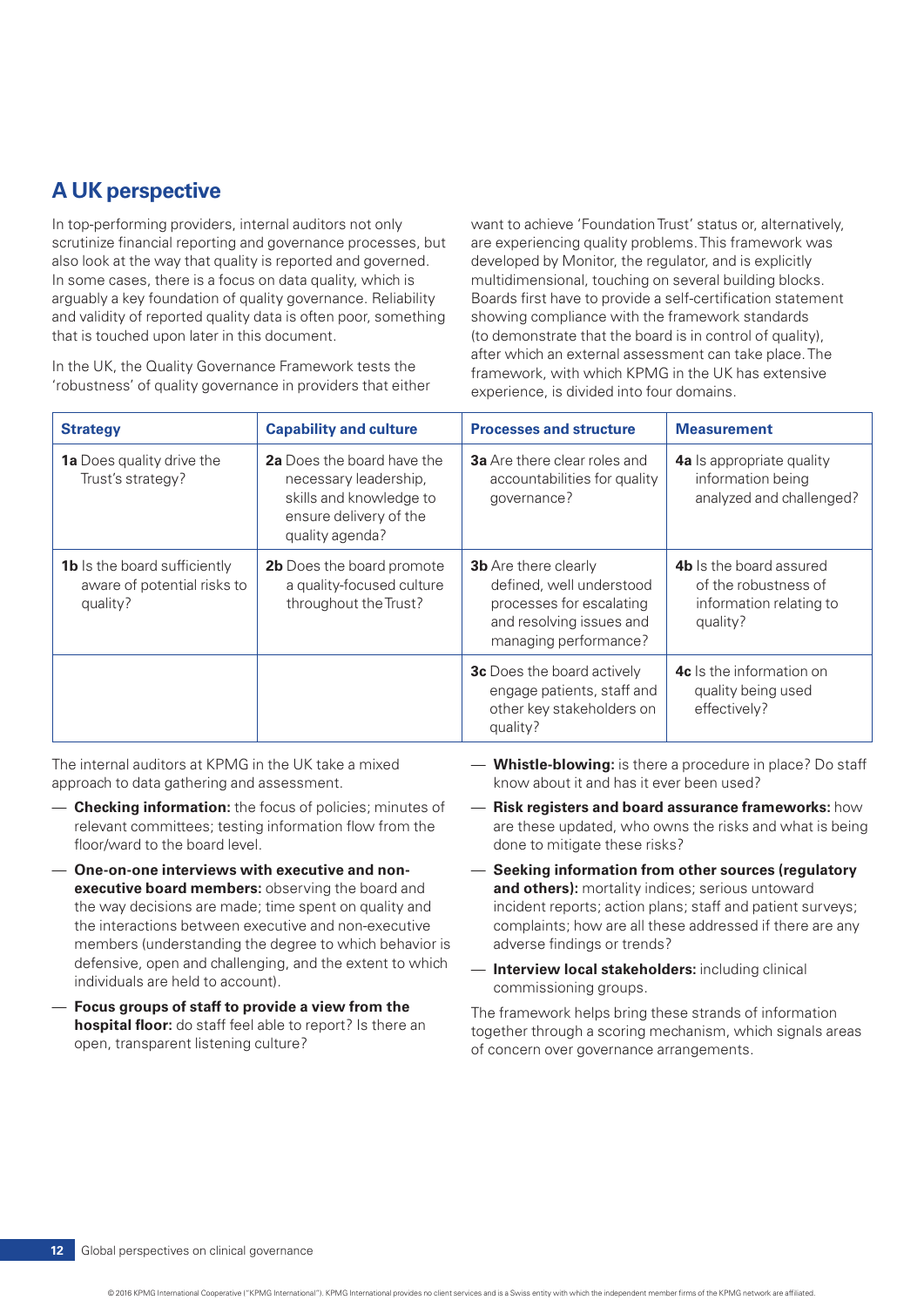## A UK perspective

In top-performing providers, internal auditors not only scrutinize financial reporting and governance processes, but also look at the way that quality is reported and governed. In some cases, there is a focus on data quality, which is arguably a key foundation of quality governance. Reliability and validity of reported quality data is often poor, something that is touched upon later in this document.

In the UK, the Quality Governance Framework tests the 'robustness' of quality governance in providers that either want to achieve 'Foundation Trust' status or, alternatively, are experiencing quality problems. This framework was developed by Monitor, the regulator, and is explicitly multidimensional, touching on several building blocks. Boards first have to provide a self-certification statement showing compliance with the framework standards (to demonstrate that the board is in control of quality), after which an external assessment can take place. The framework, with which KPMG in the UK has extensive experience, is divided into four domains.

| Strategy | Capability and culture | Processes and structure | Measurement |
|---|---|---|---|
| **1a** Does quality drive the Trust's strategy? | **2a** Does the board have the necessary leadership, skills and knowledge to ensure delivery of the quality agenda? | **3a** Are there clear roles and accountabilities for quality governance? | **4a** Is appropriate quality information being analyzed and challenged? |
| **1b** Is the board sufficiently aware of potential risks to quality? | **2b** Does the board promote a quality-focused culture throughout the Trust? | **3b** Are there clearly defined, well understood processes for escalating and resolving issues and managing performance? | **4b** Is the board assured of the robustness of information relating to quality? |
| | | **3c** Does the board actively engage patients, staff and other key stakeholders on quality? | **4c** Is the information on quality being used effectively? |

The internal auditors at KPMG in the UK take a mixed approach to data gathering and assessment.

- **Checking information:** the focus of policies; minutes of relevant committees; testing information flow from the floor/ward to the board level.
- **One-on-one interviews with executive and non-executive board members:** observing the board and the way decisions are made; time spent on quality and the interactions between executive and non-executive members (understanding the degree to which behavior is defensive, open and challenging, and the extent to which individuals are held to account).
- **Focus groups of staff to provide a view from the hospital floor:** do staff feel able to report? Is there an open, transparent listening culture?
- **Whistle-blowing:** is there a procedure in place? Do staff know about it and has it ever been used?
- **Risk registers and board assurance frameworks:** how are these updated, who owns the risks and what is being done to mitigate these risks?
- **Seeking information from other sources (regulatory and others):** mortality indices; serious untoward incident reports; action plans; staff and patient surveys; complaints; how are all these addressed if there are any adverse findings or trends?
- **Interview local stakeholders:** including clinical commissioning groups.

The framework helps bring these strands of information together through a scoring mechanism, which signals areas of concern over governance arrangements.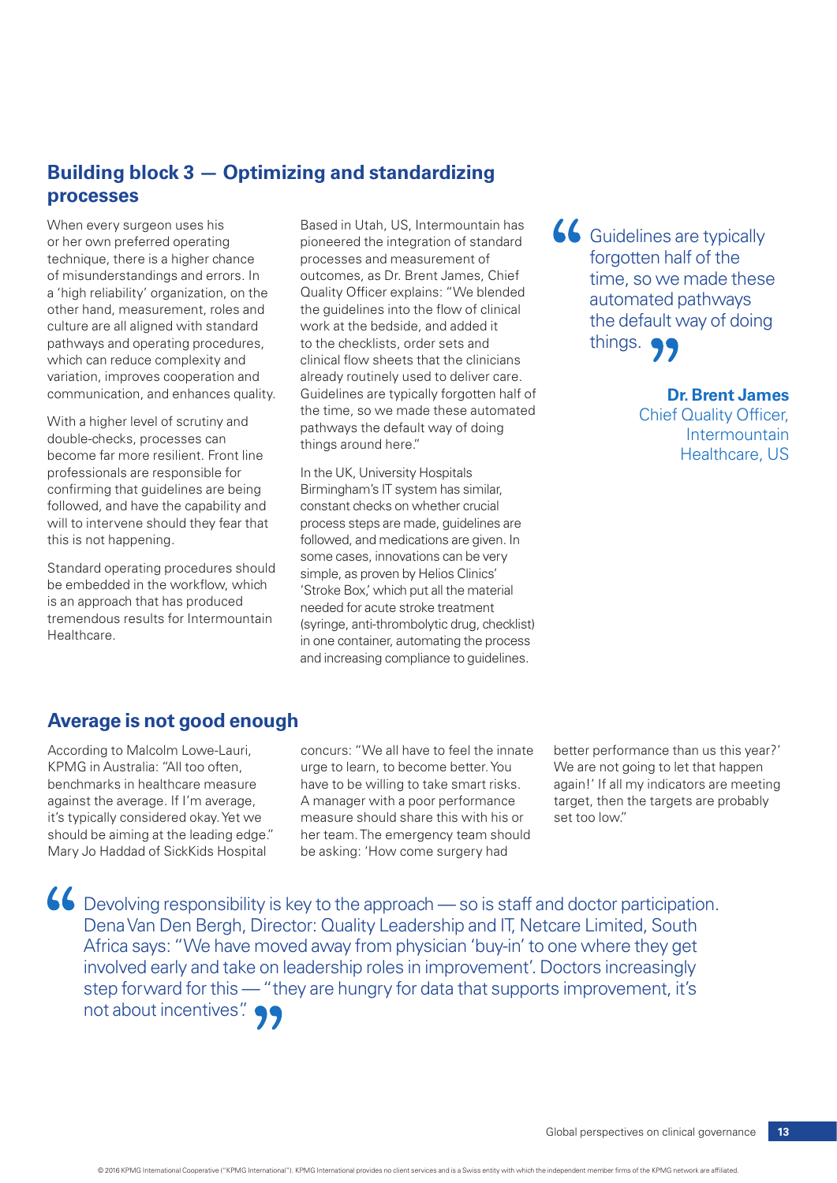## Building block 3 — Optimizing and standardizing processes

When every surgeon uses his or her own preferred operating technique, there is a higher chance of misunderstandings and errors. In a 'high reliability' organization, on the other hand, measurement, roles and culture are all aligned with standard pathways and operating procedures, which can reduce complexity and variation, improves cooperation and communication, and enhances quality.

With a higher level of scrutiny and double-checks, processes can become far more resilient. Front line professionals are responsible for confirming that guidelines are being followed, and have the capability and will to intervene should they fear that this is not happening.

Standard operating procedures should be embedded in the workflow, which is an approach that has produced tremendous results for Intermountain Healthcare.

Based in Utah, US, Intermountain has pioneered the integration of standard processes and measurement of outcomes, as Dr. Brent James, Chief Quality Officer explains: "We blended the guidelines into the flow of clinical work at the bedside, and added it to the checklists, order sets and clinical flow sheets that the clinicians already routinely used to deliver care. Guidelines are typically forgotten half of the time, so we made these automated pathways the default way of doing things around here."

In the UK, University Hospitals Birmingham's IT system has similar, constant checks on whether crucial process steps are made, guidelines are followed, and medications are given. In some cases, innovations can be very simple, as proven by Helios Clinics' 'Stroke Box,' which put all the material needed for acute stroke treatment (syringe, anti-thrombolytic drug, checklist) in one container, automating the process and increasing compliance to guidelines.

> "Guidelines are typically forgotten half of the time, so we made these automated pathways the default way of doing things."
>
> **Dr. Brent James**
> Chief Quality Officer, Intermountain Healthcare, US

## Average is not good enough

According to Malcolm Lowe-Lauri, KPMG in Australia: "All too often, benchmarks in healthcare measure against the average. If I'm average, it's typically considered okay. Yet we should be aiming at the leading edge." Mary Jo Haddad of SickKids Hospital concurs: "We all have to feel the innate urge to learn, to become better. You have to be willing to take smart risks. A manager with a poor performance measure should share this with his or her team. The emergency team should be asking: 'How come surgery had better performance than us this year?' We are not going to let that happen again!' If all my indicators are meeting target, then the targets are probably set too low."

> "Devolving responsibility is key to the approach — so is staff and doctor participation. Dena Van Den Bergh, Director: Quality Leadership and IT, Netcare Limited, South Africa says: "We have moved away from physician 'buy-in' to one where they get involved early and take on leadership roles in improvement'. Doctors increasingly step forward for this — "they are hungry for data that supports improvement, it's not about incentives"."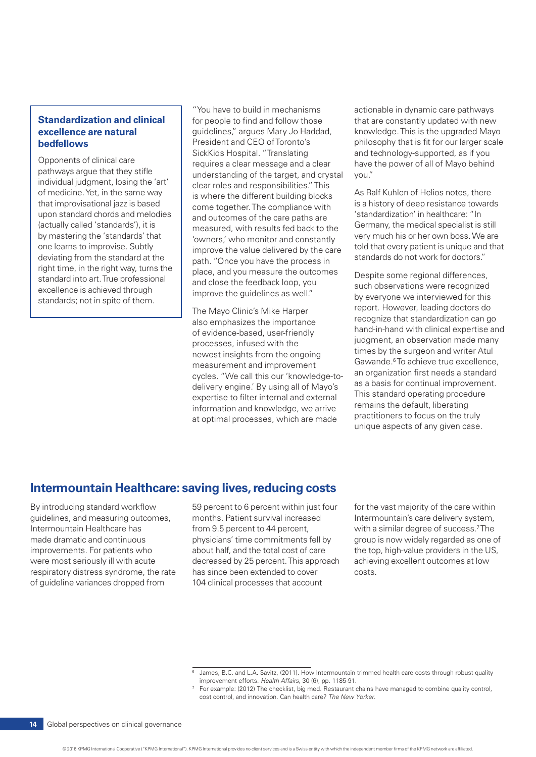### Standardization and clinical excellence are natural bedfellows

Opponents of clinical care pathways argue that they stifle individual judgment, losing the 'art' of medicine. Yet, in the same way that improvisational jazz is based upon standard chords and melodies (actually called 'standards'), it is by mastering the 'standards' that one learns to improvise. Subtly deviating from the standard at the right time, in the right way, turns the standard into art. True professional excellence is achieved through standards; not in spite of them.

"You have to build in mechanisms for people to find and follow those guidelines," argues Mary Jo Haddad, President and CEO of Toronto's SickKids Hospital. "Translating requires a clear message and a clear understanding of the target, and crystal clear roles and responsibilities." This is where the different building blocks come together. The compliance with and outcomes of the care paths are measured, with results fed back to the 'owners,' who monitor and constantly improve the value delivered by the care path. "Once you have the process in place, and you measure the outcomes and close the feedback loop, you improve the guidelines as well."

The Mayo Clinic's Mike Harper also emphasizes the importance of evidence-based, user-friendly processes, infused with the newest insights from the ongoing measurement and improvement cycles. "We call this our 'knowledge-to-delivery engine.' By using all of Mayo's expertise to filter internal and external information and knowledge, we arrive at optimal processes, which are made actionable in dynamic care pathways that are constantly updated with new knowledge. This is the upgraded Mayo philosophy that is fit for our larger scale and technology-supported, as if you have the power of all of Mayo behind you."

As Ralf Kuhlen of Helios notes, there is a history of deep resistance towards 'standardization' in healthcare: "In Germany, the medical specialist is still very much his or her own boss. We are told that every patient is unique and that standards do not work for doctors."

Despite some regional differences, such observations were recognized by everyone we interviewed for this report. However, leading doctors do recognize that standardization can go hand-in-hand with clinical expertise and judgment, an observation made many times by the surgeon and writer Atul Gawande.[6] To achieve true excellence, an organization first needs a standard as a basis for continual improvement. This standard operating procedure remains the default, liberating practitioners to focus on the truly unique aspects of any given case.

## Intermountain Healthcare: saving lives, reducing costs

By introducing standard workflow guidelines, and measuring outcomes, Intermountain Healthcare has made dramatic and continuous improvements. For patients who were most seriously ill with acute respiratory distress syndrome, the rate of guideline variances dropped from 59 percent to 6 percent within just four months. Patient survival increased from 9.5 percent to 44 percent, physicians' time commitments fell by about half, and the total cost of care decreased by 25 percent. This approach has since been extended to cover 104 clinical processes that account for the vast majority of the care within Intermountain's care delivery system, with a similar degree of success.[7] The group is now widely regarded as one of the top, high-value providers in the US, achieving excellent outcomes at low costs.

---

[6] James, B.C. and L.A. Savitz, (2011). How Intermountain trimmed health care costs through robust quality improvement efforts. *Health Affairs*, 30 (6), pp. 1185-91.

[7] For example: (2012) The checklist, big med. Restaurant chains have managed to combine quality control, cost control, and innovation. Can health care? *The New Yorker*.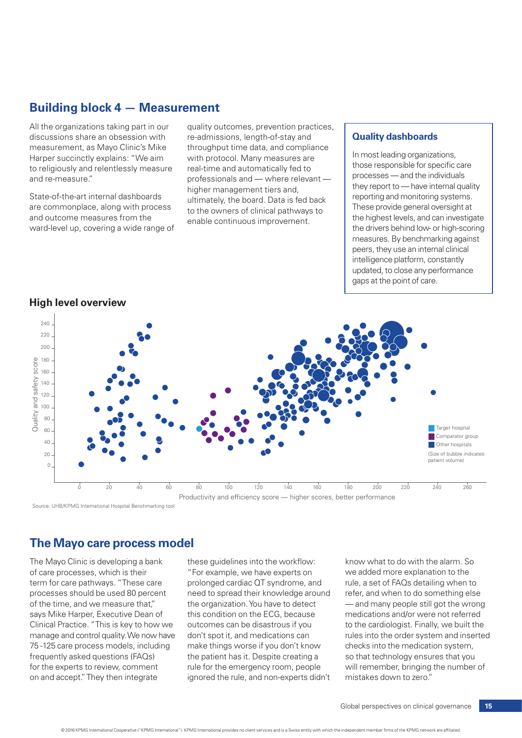## Building block 4 — Measurement

All the organizations taking part in our discussions share an obsession with measurement, as Mayo Clinic's Mike Harper succinctly explains: "We aim to religiously and relentlessly measure and re-measure."

State-of-the-art internal dashboards are commonplace, along with process and outcome measures from the ward-level up, covering a wide range of quality outcomes, prevention practices, re-admissions, length-of-stay and throughput time data, and compliance with protocol. Many measures are real-time and automatically fed to professionals and — where relevant — higher management tiers and, ultimately, the board. Data is fed back to the owners of clinical pathways to enable continuous improvement.

### Quality dashboards

In most leading organizations, those responsible for specific care processes — and the individuals they report to — have internal quality reporting and monitoring systems. These provide general oversight at the highest levels, and can investigate the drivers behind low- or high-scoring measures. By benchmarking against peers, they use an internal clinical intelligence platform, constantly updated, to close any performance gaps at the point of care.

### High level overview

Quality and safety score (y-axis: 0–240)

Productivity and efficiency score — higher scores, better performance (x-axis: 0–260)

Target hospital
Comparator group
Other hospitals
(Size of bubble indicates patient volume)

Source: UHB/KPMG International Hospital Benchmarking tool

## The Mayo care process model

The Mayo Clinic is developing a bank of care processes, which is their term for care pathways. "These care processes should be used 80 percent of the time, and we measure that," says Mike Harper, Executive Dean of Clinical Practice. "This is key to how we manage and control quality. We now have 75 -125 care process models, including frequently asked questions (FAQs) for the experts to review, comment on and accept." They then integrate these guidelines into the workflow: "For example, we have experts on prolonged cardiac QT syndrome, and need to spread their knowledge around the organization. You have to detect this condition on the ECG, because outcomes can be disastrous if you don't spot it, and medications can make things worse if you don't know the patient has it. Despite creating a rule for the emergency room, people ignored the rule, and non-experts didn't know what to do with the alarm. So we added more explanation to the rule, a set of FAQs detailing when to refer, and when to do something else — and many people still got the wrong medications and/or were not referred to the cardiologist. Finally, we built the rules into the order system and inserted checks into the medication system, so that technology ensures that you will remember, bringing the number of mistakes down to zero."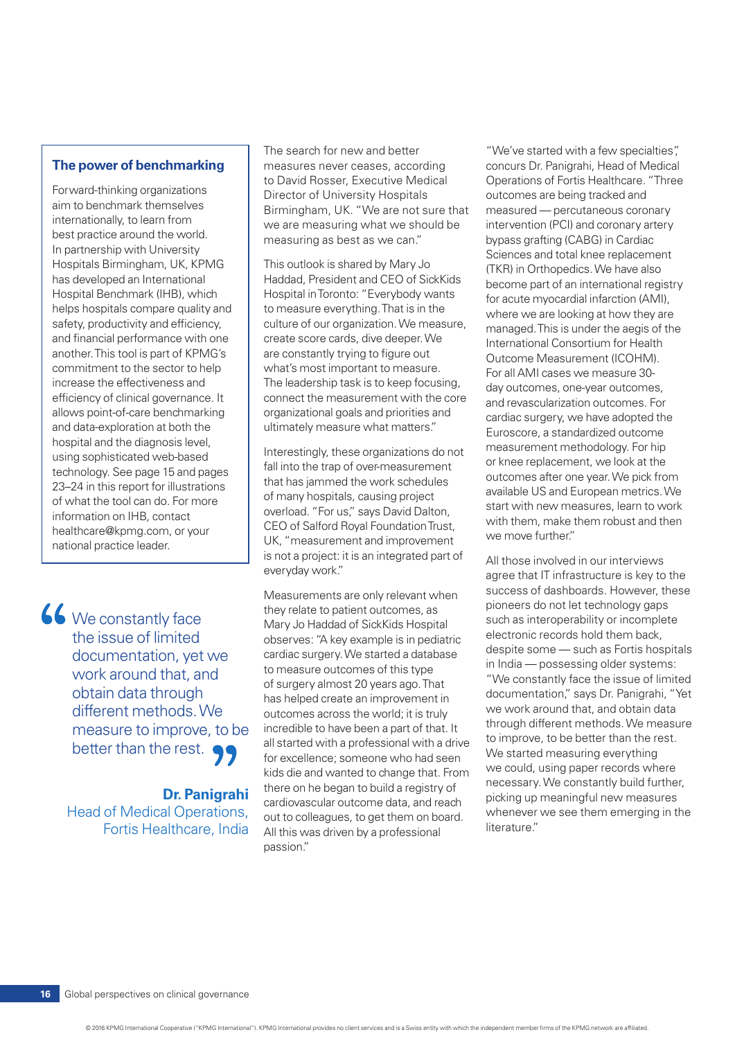### The power of benchmarking

Forward-thinking organizations aim to benchmark themselves internationally, to learn from best practice around the world. In partnership with University Hospitals Birmingham, UK, KPMG has developed an International Hospital Benchmark (IHB), which helps hospitals compare quality and safety, productivity and efficiency, and financial performance with one another. This tool is part of KPMG's commitment to the sector to help increase the effectiveness and efficiency of clinical governance. It allows point-of-care benchmarking and data-exploration at both the hospital and the diagnosis level, using sophisticated web-based technology. See page 15 and pages 23–24 in this report for illustrations of what the tool can do. For more information on IHB, contact healthcare@kpmg.com, or your national practice leader.

> "We constantly face the issue of limited documentation, yet we work around that, and obtain data through different methods. We measure to improve, to be better than the rest."
>
> **Dr. Panigrahi**
> Head of Medical Operations, Fortis Healthcare, India

The search for new and better measures never ceases, according to David Rosser, Executive Medical Director of University Hospitals Birmingham, UK. "We are not sure that we are measuring what we should be measuring as best as we can."

This outlook is shared by Mary Jo Haddad, President and CEO of SickKids Hospital in Toronto: "Everybody wants to measure everything. That is in the culture of our organization. We measure, create score cards, dive deeper. We are constantly trying to figure out what's most important to measure. The leadership task is to keep focusing, connect the measurement with the core organizational goals and priorities and ultimately measure what matters."

Interestingly, these organizations do not fall into the trap of over-measurement that has jammed the work schedules of many hospitals, causing project overload. "For us," says David Dalton, CEO of Salford Royal Foundation Trust, UK, "measurement and improvement is not a project: it is an integrated part of everyday work."

Measurements are only relevant when they relate to patient outcomes, as Mary Jo Haddad of SickKids Hospital observes: "A key example is in pediatric cardiac surgery. We started a database to measure outcomes of this type of surgery almost 20 years ago. That has helped create an improvement in outcomes across the world; it is truly incredible to have been a part of that. It all started with a professional with a drive for excellence; someone who had seen kids die and wanted to change that. From there on he began to build a registry of cardiovascular outcome data, and reach out to colleagues, to get them on board. All this was driven by a professional passion."

"We've started with a few specialties", concurs Dr. Panigrahi, Head of Medical Operations of Fortis Healthcare. "Three outcomes are being tracked and measured — percutaneous coronary intervention (PCI) and coronary artery bypass grafting (CABG) in Cardiac Sciences and total knee replacement (TKR) in Orthopedics. We have also become part of an international registry for acute myocardial infarction (AMI), where we are looking at how they are managed. This is under the aegis of the International Consortium for Health Outcome Measurement (ICOHM). For all AMI cases we measure 30-day outcomes, one-year outcomes, and revascularization outcomes. For cardiac surgery, we have adopted the Euroscore, a standardized outcome measurement methodology. For hip or knee replacement, we look at the outcomes after one year. We pick from available US and European metrics. We start with new measures, learn to work with them, make them robust and then we move further."

All those involved in our interviews agree that IT infrastructure is key to the success of dashboards. However, these pioneers do not let technology gaps such as interoperability or incomplete electronic records hold them back, despite some — such as Fortis hospitals in India — possessing older systems: "We constantly face the issue of limited documentation," says Dr. Panigrahi, "Yet we work around that, and obtain data through different methods. We measure to improve, to be better than the rest. We started measuring everything we could, using paper records where necessary. We constantly build further, picking up meaningful new measures whenever we see them emerging in the literature."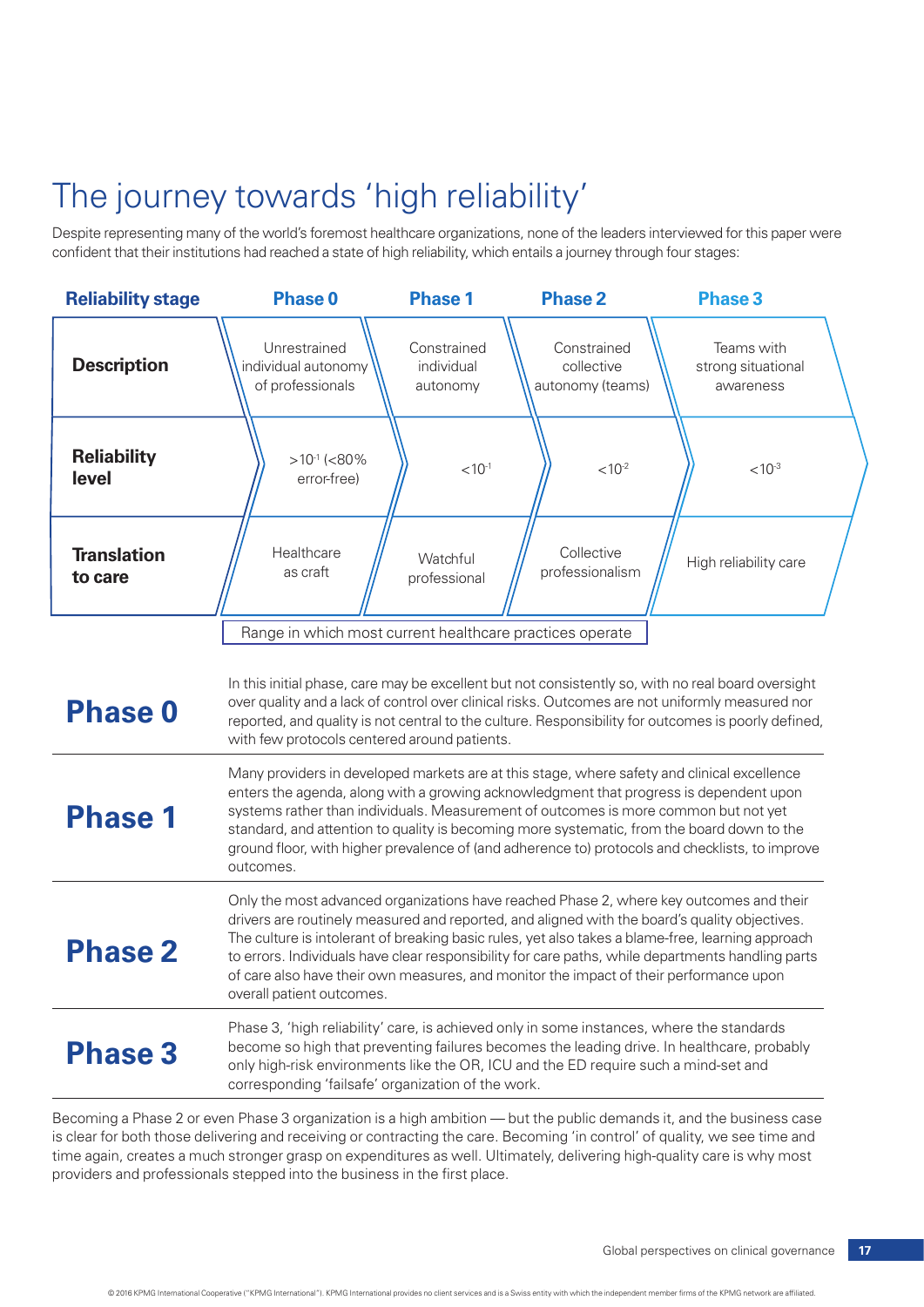# The journey towards 'high reliability'

Despite representing many of the world's foremost healthcare organizations, none of the leaders interviewed for this paper were confident that their institutions had reached a state of high reliability, which entails a journey through four stages:

| Reliability stage | Phase 0 | Phase 1 | Phase 2 | Phase 3 |
|---|---|---|---|---|
| **Description** | Unrestrained individual autonomy of professionals | Constrained individual autonomy | Constrained collective autonomy (teams) | Teams with strong situational awareness |
| **Reliability level** | $>10^{-1}$ (<80% error-free) | $<10^{-1}$ | $<10^{-2}$ | $<10^{-3}$ |
| **Translation to care** | Healthcare as craft | Watchful professional | Collective professionalism | High reliability care |

Range in which most current healthcare practices operate (Phase 0 – Phase 2)

## Phase 0

In this initial phase, care may be excellent but not consistently so, with no real board oversight over quality and a lack of control over clinical risks. Outcomes are not uniformly measured nor reported, and quality is not central to the culture. Responsibility for outcomes is poorly defined, with few protocols centered around patients.

## Phase 1

Many providers in developed markets are at this stage, where safety and clinical excellence enters the agenda, along with a growing acknowledgment that progress is dependent upon systems rather than individuals. Measurement of outcomes is more common but not yet standard, and attention to quality is becoming more systematic, from the board down to the ground floor, with higher prevalence of (and adherence to) protocols and checklists, to improve outcomes.

## Phase 2

Only the most advanced organizations have reached Phase 2, where key outcomes and their drivers are routinely measured and reported, and aligned with the board's quality objectives. The culture is intolerant of breaking basic rules, yet also takes a blame-free, learning approach to errors. Individuals have clear responsibility for care paths, while departments handling parts of care also have their own measures, and monitor the impact of their performance upon overall patient outcomes.

## Phase 3

Phase 3, 'high reliability' care, is achieved only in some instances, where the standards become so high that preventing failures becomes the leading drive. In healthcare, probably only high-risk environments like the OR, ICU and the ED require such a mind-set and corresponding 'failsafe' organization of the work.

Becoming a Phase 2 or even Phase 3 organization is a high ambition — but the public demands it, and the business case is clear for both those delivering and receiving or contracting the care. Becoming 'in control' of quality, we see time and time again, creates a much stronger grasp on expenditures as well. Ultimately, delivering high-quality care is why most providers and professionals stepped into the business in the first place.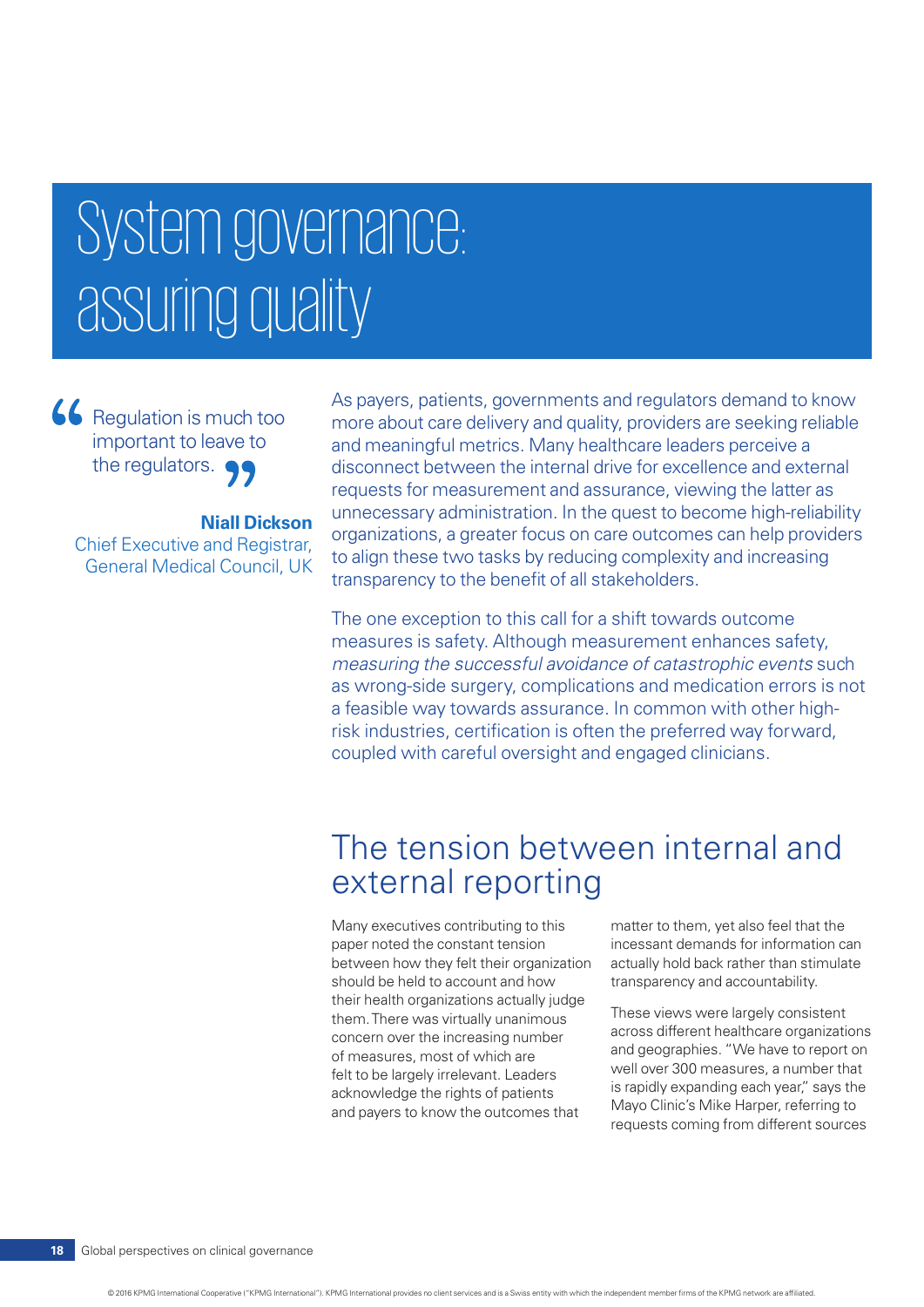# System governance: assuring quality

> "Regulation is much too important to leave to the regulators."
>
> **Niall Dickson**
> Chief Executive and Registrar, General Medical Council, UK

As payers, patients, governments and regulators demand to know more about care delivery and quality, providers are seeking reliable and meaningful metrics. Many healthcare leaders perceive a disconnect between the internal drive for excellence and external requests for measurement and assurance, viewing the latter as unnecessary administration. In the quest to become high-reliability organizations, a greater focus on care outcomes can help providers to align these two tasks by reducing complexity and increasing transparency to the benefit of all stakeholders.

The one exception to this call for a shift towards outcome measures is safety. Although measurement enhances safety, *measuring the successful avoidance of catastrophic events* such as wrong-side surgery, complications and medication errors is not a feasible way towards assurance. In common with other high-risk industries, certification is often the preferred way forward, coupled with careful oversight and engaged clinicians.

## The tension between internal and external reporting

Many executives contributing to this paper noted the constant tension between how they felt their organization should be held to account and how their health organizations actually judge them. There was virtually unanimous concern over the increasing number of measures, most of which are felt to be largely irrelevant. Leaders acknowledge the rights of patients and payers to know the outcomes that matter to them, yet also feel that the incessant demands for information can actually hold back rather than stimulate transparency and accountability.

These views were largely consistent across different healthcare organizations and geographies. "We have to report on well over 300 measures, a number that is rapidly expanding each year," says the Mayo Clinic's Mike Harper, referring to requests coming from different sources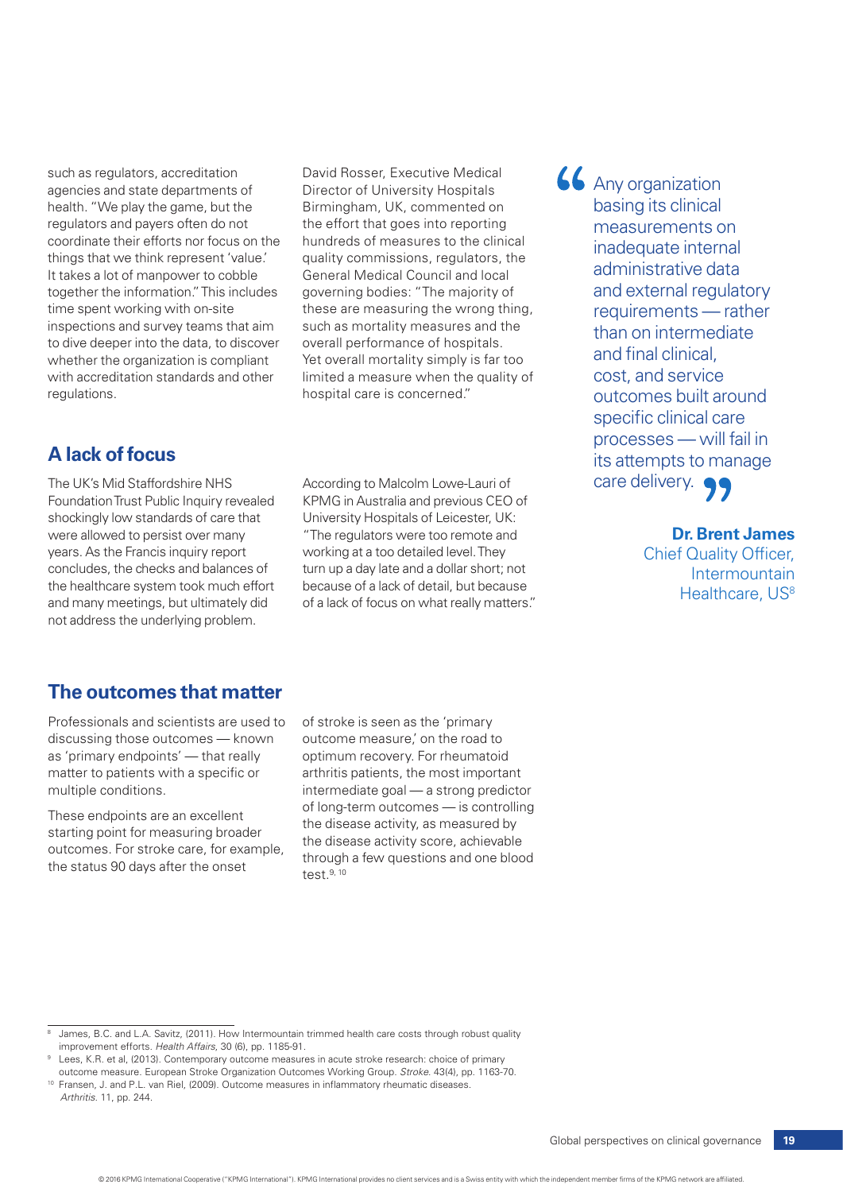such as regulators, accreditation agencies and state departments of health. "We play the game, but the regulators and payers often do not coordinate their efforts nor focus on the things that we think represent 'value.' It takes a lot of manpower to cobble together the information." This includes time spent working with on-site inspections and survey teams that aim to dive deeper into the data, to discover whether the organization is compliant with accreditation standards and other regulations.

David Rosser, Executive Medical Director of University Hospitals Birmingham, UK, commented on the effort that goes into reporting hundreds of measures to the clinical quality commissions, regulators, the General Medical Council and local governing bodies: "The majority of these are measuring the wrong thing, such as mortality measures and the overall performance of hospitals. Yet overall mortality simply is far too limited a measure when the quality of hospital care is concerned."

## A lack of focus

The UK's Mid Staffordshire NHS Foundation Trust Public Inquiry revealed shockingly low standards of care that were allowed to persist over many years. As the Francis inquiry report concludes, the checks and balances of the healthcare system took much effort and many meetings, but ultimately did not address the underlying problem.

According to Malcolm Lowe-Lauri of KPMG in Australia and previous CEO of University Hospitals of Leicester, UK: "The regulators were too remote and working at a too detailed level. They turn up a day late and a dollar short; not because of a lack of detail, but because of a lack of focus on what really matters."

> "Any organization basing its clinical measurements on inadequate internal administrative data and external regulatory requirements — rather than on intermediate and final clinical, cost, and service outcomes built around specific clinical care processes — will fail in its attempts to manage care delivery."
>
> **Dr. Brent James**
> Chief Quality Officer, Intermountain Healthcare, US[8]

## The outcomes that matter

Professionals and scientists are used to discussing those outcomes — known as 'primary endpoints' — that really matter to patients with a specific or multiple conditions.

These endpoints are an excellent starting point for measuring broader outcomes. For stroke care, for example, the status 90 days after the onset of stroke is seen as the 'primary outcome measure,' on the road to optimum recovery. For rheumatoid arthritis patients, the most important intermediate goal — a strong predictor of long-term outcomes — is controlling the disease activity, as measured by the disease activity score, achievable through a few questions and one blood test.[9, 10]

---

[8] James, B.C. and L.A. Savitz, (2011). How Intermountain trimmed health care costs through robust quality improvement efforts. *Health Affairs*, 30 (6), pp. 1185-91.

[9] Lees, K.R. et al, (2013). Contemporary outcome measures in acute stroke research: choice of primary outcome measure. European Stroke Organization Outcomes Working Group. *Stroke*. 43(4), pp. 1163-70.

[10] Fransen, J. and P.L. van Riel, (2009). Outcome measures in inflammatory rheumatic diseases. *Arthritis*. 11, pp. 244.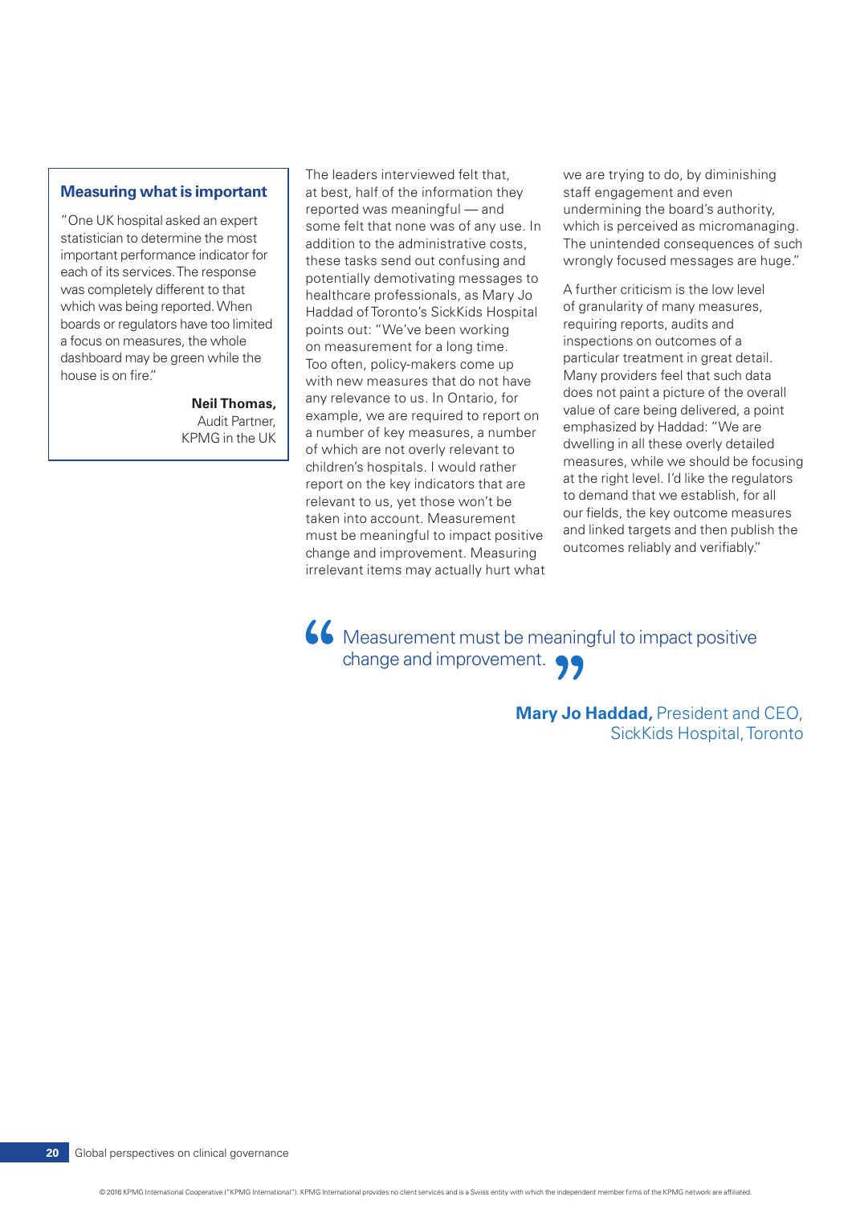### Measuring what is important

"One UK hospital asked an expert statistician to determine the most important performance indicator for each of its services. The response was completely different to that which was being reported. When boards or regulators have too limited a focus on measures, the whole dashboard may be green while the house is on fire."

**Neil Thomas,** Audit Partner, KPMG in the UK

The leaders interviewed felt that, at best, half of the information they reported was meaningful — and some felt that none was of any use. In addition to the administrative costs, these tasks send out confusing and potentially demotivating messages to healthcare professionals, as Mary Jo Haddad of Toronto's SickKids Hospital points out: "We've been working on measurement for a long time. Too often, policy-makers come up with new measures that do not have any relevance to us. In Ontario, for example, we are required to report on a number of key measures, a number of which are not overly relevant to children's hospitals. I would rather report on the key indicators that are relevant to us, yet those won't be taken into account. Measurement must be meaningful to impact positive change and improvement. Measuring irrelevant items may actually hurt what we are trying to do, by diminishing staff engagement and even undermining the board's authority, which is perceived as micromanaging. The unintended consequences of such wrongly focused messages are huge."

A further criticism is the low level of granularity of many measures, requiring reports, audits and inspections on outcomes of a particular treatment in great detail. Many providers feel that such data does not paint a picture of the overall value of care being delivered, a point emphasized by Haddad: "We are dwelling in all these overly detailed measures, while we should be focusing at the right level. I'd like the regulators to demand that we establish, for all our fields, the key outcome measures and linked targets and then publish the outcomes reliably and verifiably."

> "Measurement must be meaningful to impact positive change and improvement."
>
> **Mary Jo Haddad,** President and CEO, SickKids Hospital, Toronto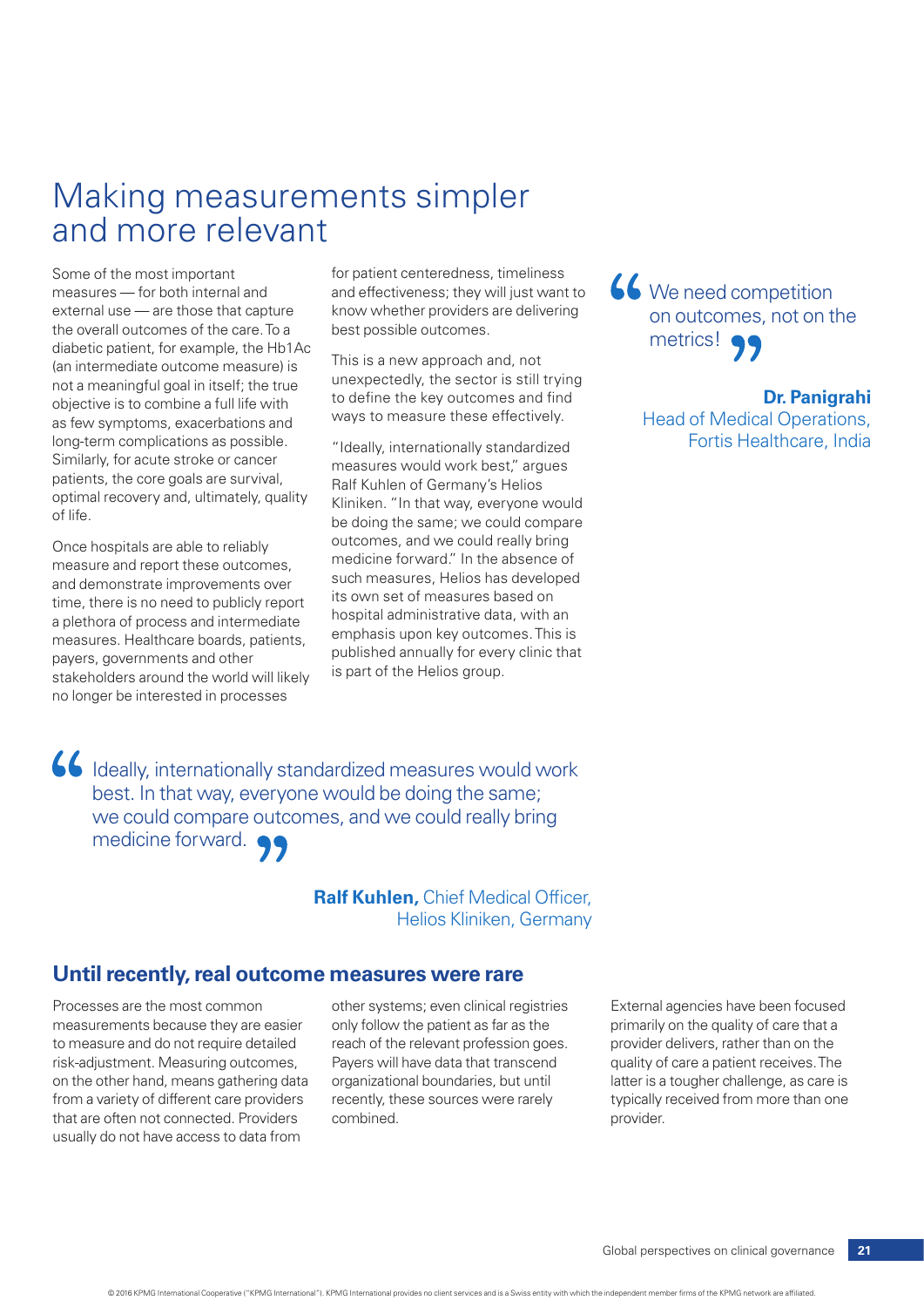# Making measurements simpler and more relevant

Some of the most important measures — for both internal and external use — are those that capture the overall outcomes of the care. To a diabetic patient, for example, the Hb1Ac (an intermediate outcome measure) is not a meaningful goal in itself; the true objective is to combine a full life with as few symptoms, exacerbations and long-term complications as possible. Similarly, for acute stroke or cancer patients, the core goals are survival, optimal recovery and, ultimately, quality of life.

Once hospitals are able to reliably measure and report these outcomes, and demonstrate improvements over time, there is no need to publicly report a plethora of process and intermediate measures. Healthcare boards, patients, payers, governments and other stakeholders around the world will likely no longer be interested in processes for patient centeredness, timeliness and effectiveness; they will just want to know whether providers are delivering best possible outcomes.

This is a new approach and, not unexpectedly, the sector is still trying to define the key outcomes and find ways to measure these effectively.

"Ideally, internationally standardized measures would work best," argues Ralf Kuhlen of Germany's Helios Kliniken. "In that way, everyone would be doing the same; we could compare outcomes, and we could really bring medicine forward." In the absence of such measures, Helios has developed its own set of measures based on hospital administrative data, with an emphasis upon key outcomes. This is published annually for every clinic that is part of the Helios group.

> "We need competition on outcomes, not on the metrics!"
>
> **Dr. Panigrahi**
> Head of Medical Operations, Fortis Healthcare, India

> "Ideally, internationally standardized measures would work best. In that way, everyone would be doing the same; we could compare outcomes, and we could really bring medicine forward."
>
> **Ralf Kuhlen,** Chief Medical Officer, Helios Kliniken, Germany

## Until recently, real outcome measures were rare

Processes are the most common measurements because they are easier to measure and do not require detailed risk-adjustment. Measuring outcomes, on the other hand, means gathering data from a variety of different care providers that are often not connected. Providers usually do not have access to data from other systems; even clinical registries only follow the patient as far as the reach of the relevant profession goes. Payers will have data that transcend organizational boundaries, but until recently, these sources were rarely combined.

External agencies have been focused primarily on the quality of care that a provider delivers, rather than on the quality of care a patient receives. The latter is a tougher challenge, as care is typically received from more than one provider.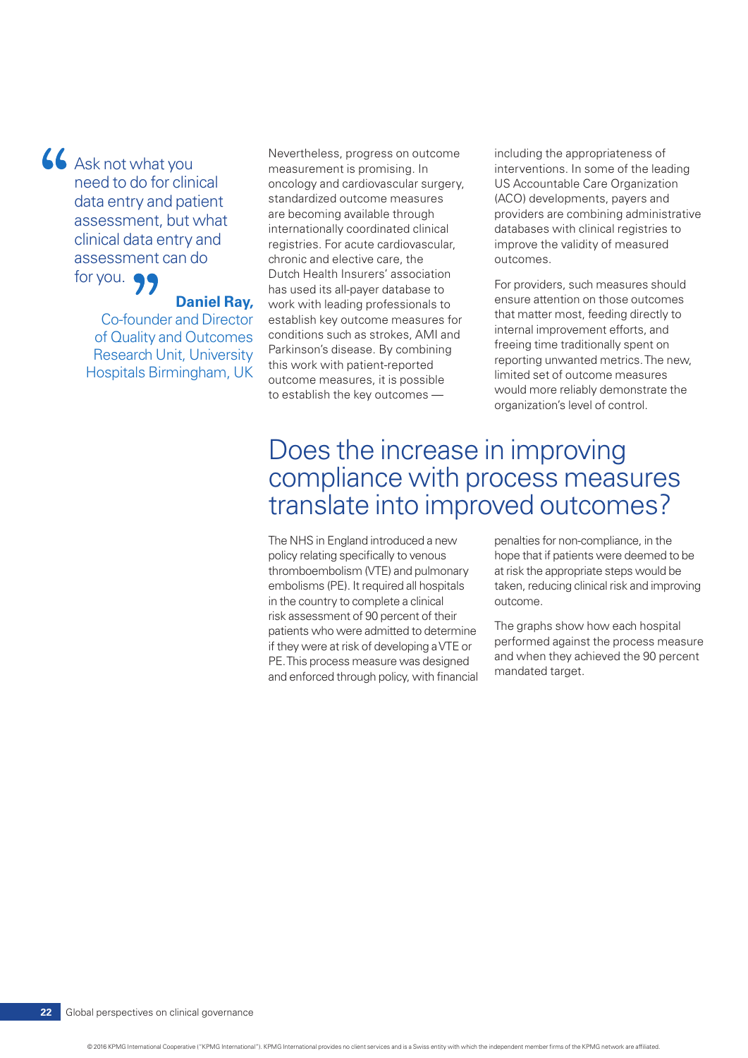> "Ask not what you need to do for clinical data entry and patient assessment, but what clinical data entry and assessment can do for you."
>
> **Daniel Ray,** Co-founder and Director of Quality and Outcomes Research Unit, University Hospitals Birmingham, UK

Nevertheless, progress on outcome measurement is promising. In oncology and cardiovascular surgery, standardized outcome measures are becoming available through internationally coordinated clinical registries. For acute cardiovascular, chronic and elective care, the Dutch Health Insurers' association has used its all-payer database to work with leading professionals to establish key outcome measures for conditions such as strokes, AMI and Parkinson's disease. By combining this work with patient-reported outcome measures, it is possible to establish the key outcomes — including the appropriateness of interventions. In some of the leading US Accountable Care Organization (ACO) developments, payers and providers are combining administrative databases with clinical registries to improve the validity of measured outcomes.

For providers, such measures should ensure attention on those outcomes that matter most, feeding directly to internal improvement efforts, and freeing time traditionally spent on reporting unwanted metrics. The new, limited set of outcome measures would more reliably demonstrate the organization's level of control.

## Does the increase in improving compliance with process measures translate into improved outcomes?

The NHS in England introduced a new policy relating specifically to venous thromboembolism (VTE) and pulmonary embolisms (PE). It required all hospitals in the country to complete a clinical risk assessment of 90 percent of their patients who were admitted to determine if they were at risk of developing a VTE or PE. This process measure was designed and enforced through policy, with financial penalties for non-compliance, in the hope that if patients were deemed to be at risk the appropriate steps would be taken, reducing clinical risk and improving outcome.

The graphs show how each hospital performed against the process measure and when they achieved the 90 percent mandated target.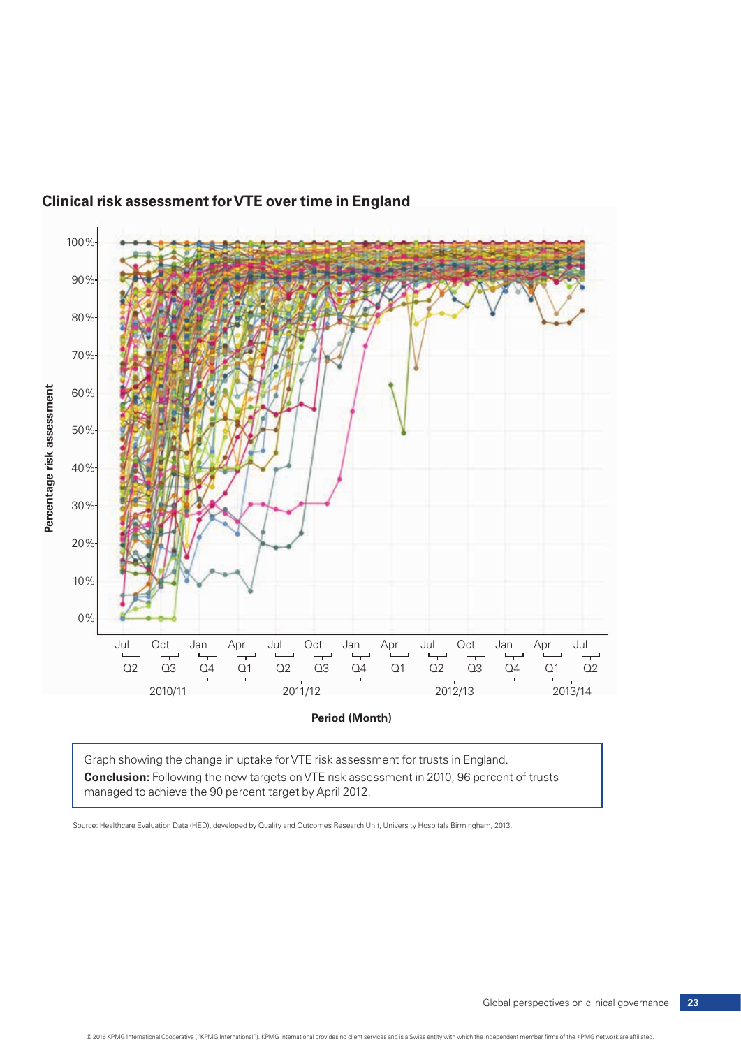## Clinical risk assessment for VTE over time in England

Graph showing the change in uptake for VTE risk assessment for trusts in England.
**Conclusion:** Following the new targets on VTE risk assessment in 2010, 96 percent of trusts managed to achieve the 90 percent target by April 2012.

Source: Healthcare Evaluation Data (HED), developed by Quality and Outcomes Research Unit, University Hospitals Birmingham, 2013.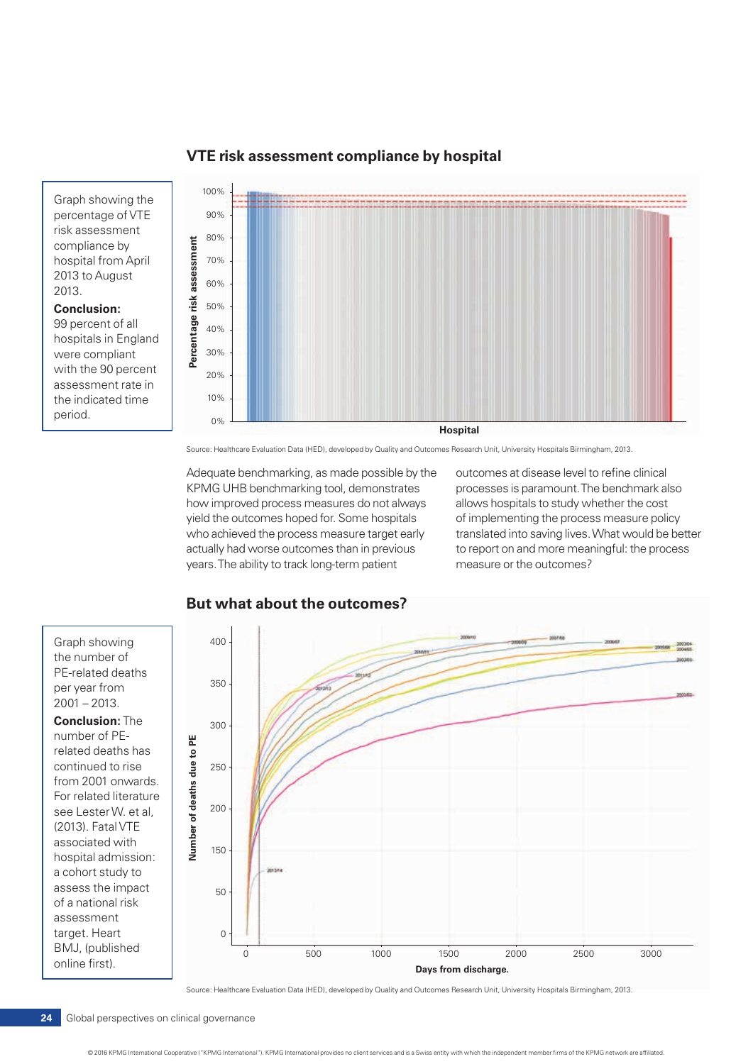## VTE risk assessment compliance by hospital

Graph showing the percentage of VTE risk assessment compliance by hospital from April 2013 to August 2013.

**Conclusion:** 99 percent of all hospitals in England were compliant with the 90 percent assessment rate in the indicated time period.

Source: Healthcare Evaluation Data (HED), developed by Quality and Outcomes Research Unit, University Hospitals Birmingham, 2013.

Adequate benchmarking, as made possible by the KPMG UHB benchmarking tool, demonstrates how improved process measures do not always yield the outcomes hoped for. Some hospitals who achieved the process measure target early actually had worse outcomes than in previous years. The ability to track long-term patient outcomes at disease level to refine clinical processes is paramount. The benchmark also allows hospitals to study whether the cost of implementing the process measure policy translated into saving lives. What would be better to report on and more meaningful: the process measure or the outcomes?

## But what about the outcomes?

Graph showing the number of PE-related deaths per year from 2001 – 2013.

**Conclusion:** The number of PE-related deaths has continued to rise from 2001 onwards. For related literature see Lester W. et al, (2013). Fatal VTE associated with hospital admission: a cohort study to assess the impact of a national risk assessment target. Heart BMJ, (published online first).

Source: Healthcare Evaluation Data (HED), developed by Quality and Outcomes Research Unit, University Hospitals Birmingham, 2013.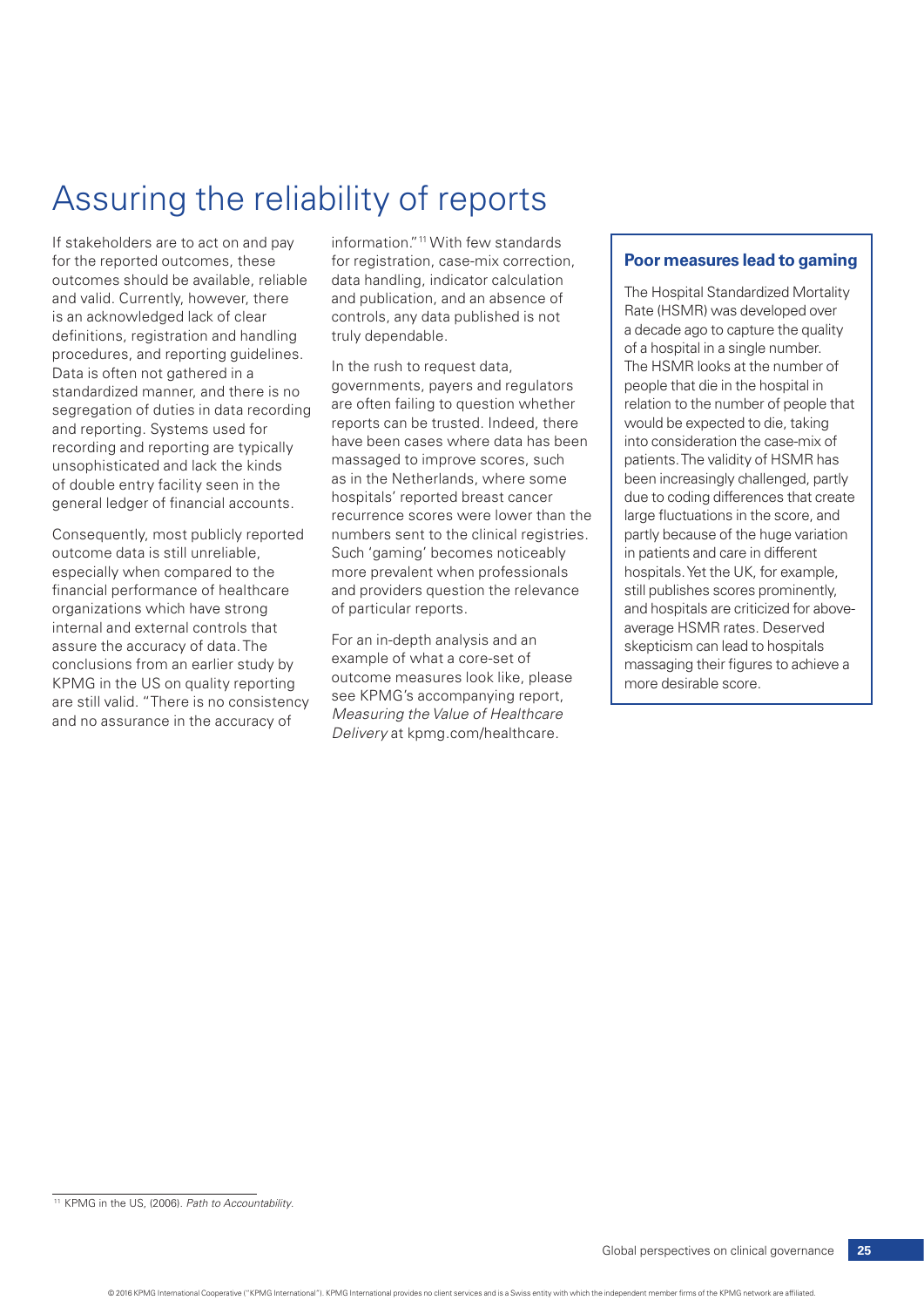# Assuring the reliability of reports

If stakeholders are to act on and pay for the reported outcomes, these outcomes should be available, reliable and valid. Currently, however, there is an acknowledged lack of clear definitions, registration and handling procedures, and reporting guidelines. Data is often not gathered in a standardized manner, and there is no segregation of duties in data recording and reporting. Systems used for recording and reporting are typically unsophisticated and lack the kinds of double entry facility seen in the general ledger of financial accounts.

Consequently, most publicly reported outcome data is still unreliable, especially when compared to the financial performance of healthcare organizations which have strong internal and external controls that assure the accuracy of data. The conclusions from an earlier study by KPMG in the US on quality reporting are still valid. "There is no consistency and no assurance in the accuracy of information."[11] With few standards for registration, case-mix correction, data handling, indicator calculation and publication, and an absence of controls, any data published is not truly dependable.

In the rush to request data, governments, payers and regulators are often failing to question whether reports can be trusted. Indeed, there have been cases where data has been massaged to improve scores, such as in the Netherlands, where some hospitals' reported breast cancer recurrence scores were lower than the numbers sent to the clinical registries. Such 'gaming' becomes noticeably more prevalent when professionals and providers question the relevance of particular reports.

For an in-depth analysis and an example of what a core-set of outcome measures look like, please see KPMG's accompanying report, *Measuring the Value of Healthcare Delivery* at kpmg.com/healthcare.

### Poor measures lead to gaming

The Hospital Standardized Mortality Rate (HSMR) was developed over a decade ago to capture the quality of a hospital in a single number. The HSMR looks at the number of people that die in the hospital in relation to the number of people that would be expected to die, taking into consideration the case-mix of patients. The validity of HSMR has been increasingly challenged, partly due to coding differences that create large fluctuations in the score, and partly because of the huge variation in patients and care in different hospitals. Yet the UK, for example, still publishes scores prominently, and hospitals are criticized for above-average HSMR rates. Deserved skepticism can lead to hospitals massaging their figures to achieve a more desirable score.

---

[11] KPMG in the US, (2006). *Path to Accountability.*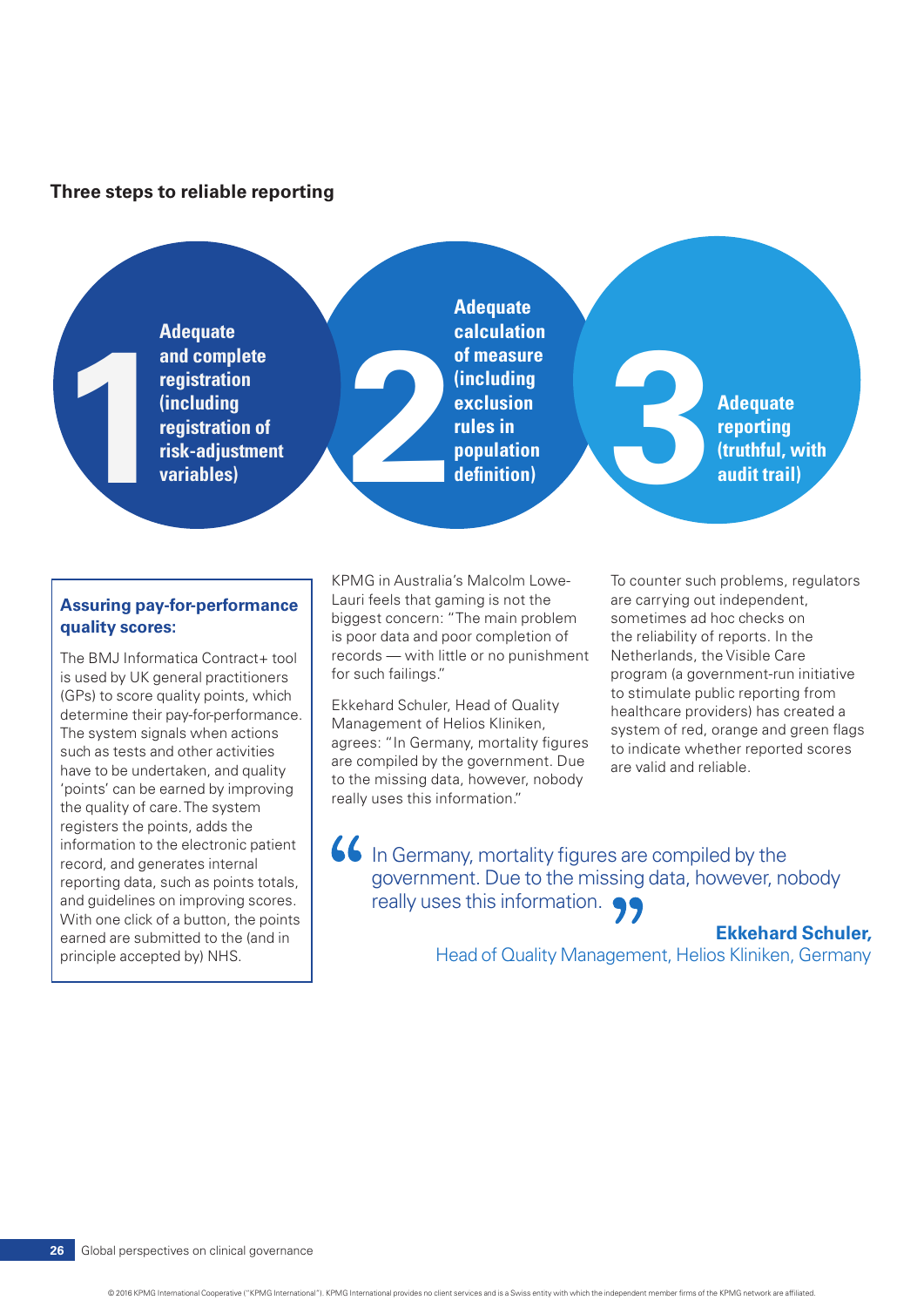**Three steps to reliable reporting**

1. Adequate and complete registration (including registration of risk-adjustment variables)
2. Adequate calculation of measure (including exclusion rules in population definition)
3. Adequate reporting (truthful, with audit trail)

**Assuring pay-for-performance quality scores:**

The BMJ Informatica Contract+ tool is used by UK general practitioners (GPs) to score quality points, which determine their pay-for-performance. The system signals when actions such as tests and other activities have to be undertaken, and quality 'points' can be earned by improving the quality of care. The system registers the points, adds the information to the electronic patient record, and generates internal reporting data, such as points totals, and guidelines on improving scores. With one click of a button, the points earned are submitted to the (and in principle accepted by) NHS.

KPMG in Australia's Malcolm Lowe-Lauri feels that gaming is not the biggest concern: "The main problem is poor data and poor completion of records — with little or no punishment for such failings."

Ekkehard Schuler, Head of Quality Management of Helios Kliniken, agrees: "In Germany, mortality figures are compiled by the government. Due to the missing data, however, nobody really uses this information."

To counter such problems, regulators are carrying out independent, sometimes ad hoc checks on the reliability of reports. In the Netherlands, the Visible Care program (a government-run initiative to stimulate public reporting from healthcare providers) has created a system of red, orange and green flags to indicate whether reported scores are valid and reliable.

> "In Germany, mortality figures are compiled by the government. Due to the missing data, however, nobody really uses this information."
>
> **Ekkehard Schuler,**
> Head of Quality Management, Helios Kliniken, Germany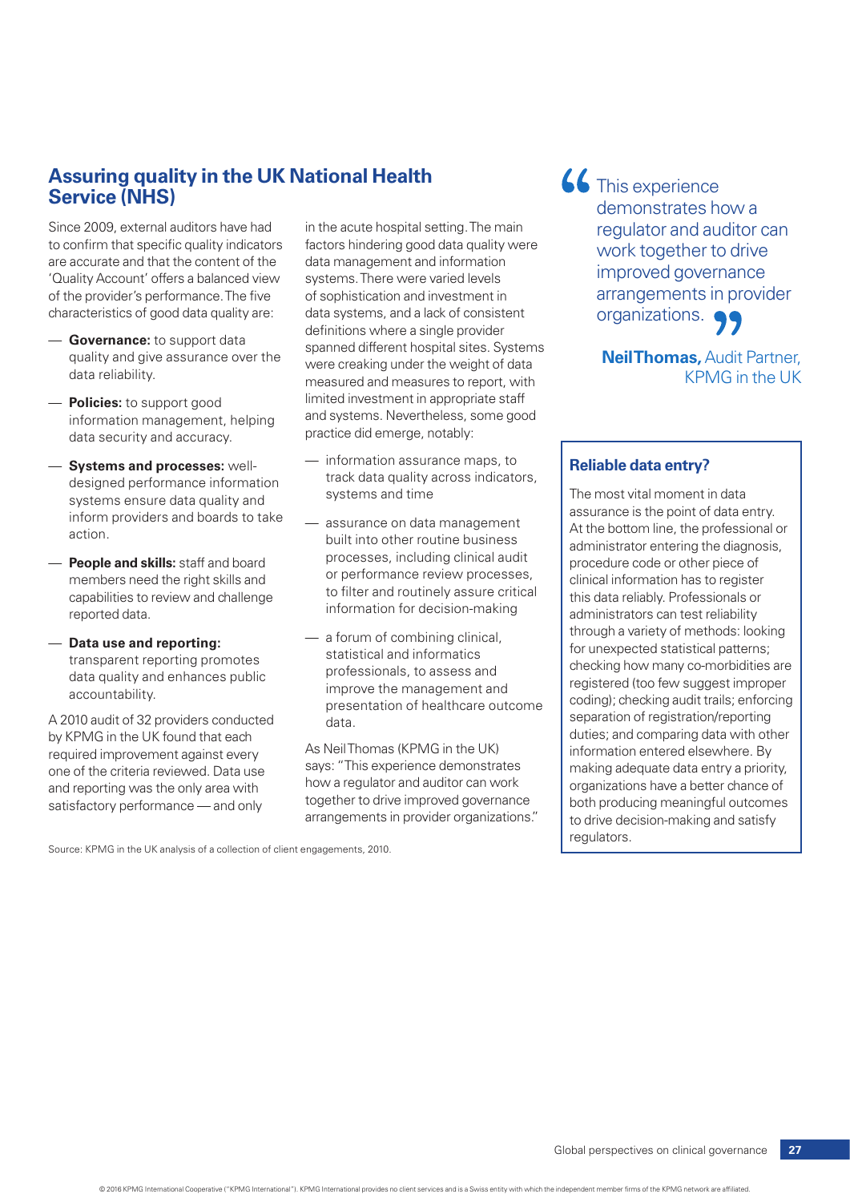## Assuring quality in the UK National Health Service (NHS)

Since 2009, external auditors have had to confirm that specific quality indicators are accurate and that the content of the 'Quality Account' offers a balanced view of the provider's performance. The five characteristics of good data quality are:

- **Governance:** to support data quality and give assurance over the data reliability.
- **Policies:** to support good information management, helping data security and accuracy.
- **Systems and processes:** well-designed performance information systems ensure data quality and inform providers and boards to take action.
- **People and skills:** staff and board members need the right skills and capabilities to review and challenge reported data.
- **Data use and reporting:** transparent reporting promotes data quality and enhances public accountability.

A 2010 audit of 32 providers conducted by KPMG in the UK found that each required improvement against every one of the criteria reviewed. Data use and reporting was the only area with satisfactory performance — and only in the acute hospital setting. The main factors hindering good data quality were data management and information systems. There were varied levels of sophistication and investment in data systems, and a lack of consistent definitions where a single provider spanned different hospital sites. Systems were creaking under the weight of data measured and measures to report, with limited investment in appropriate staff and systems. Nevertheless, some good practice did emerge, notably:

- information assurance maps, to track data quality across indicators, systems and time
- assurance on data management built into other routine business processes, including clinical audit or performance review processes, to filter and routinely assure critical information for decision-making
- a forum of combining clinical, statistical and informatics professionals, to assess and improve the management and presentation of healthcare outcome data.

As Neil Thomas (KPMG in the UK) says: "This experience demonstrates how a regulator and auditor can work together to drive improved governance arrangements in provider organizations."

Source: KPMG in the UK analysis of a collection of client engagements, 2010.

> "This experience demonstrates how a regulator and auditor can work together to drive improved governance arrangements in provider organizations."
>
> **Neil Thomas,** Audit Partner, KPMG in the UK

### Reliable data entry?

The most vital moment in data assurance is the point of data entry. At the bottom line, the professional or administrator entering the diagnosis, procedure code or other piece of clinical information has to register this data reliably. Professionals or administrators can test reliability through a variety of methods: looking for unexpected statistical patterns; checking how many co-morbidities are registered (too few suggest improper coding); checking audit trails; enforcing separation of registration/reporting duties; and comparing data with other information entered elsewhere. By making adequate data entry a priority, organizations have a better chance of both producing meaningful outcomes to drive decision-making and satisfy regulators.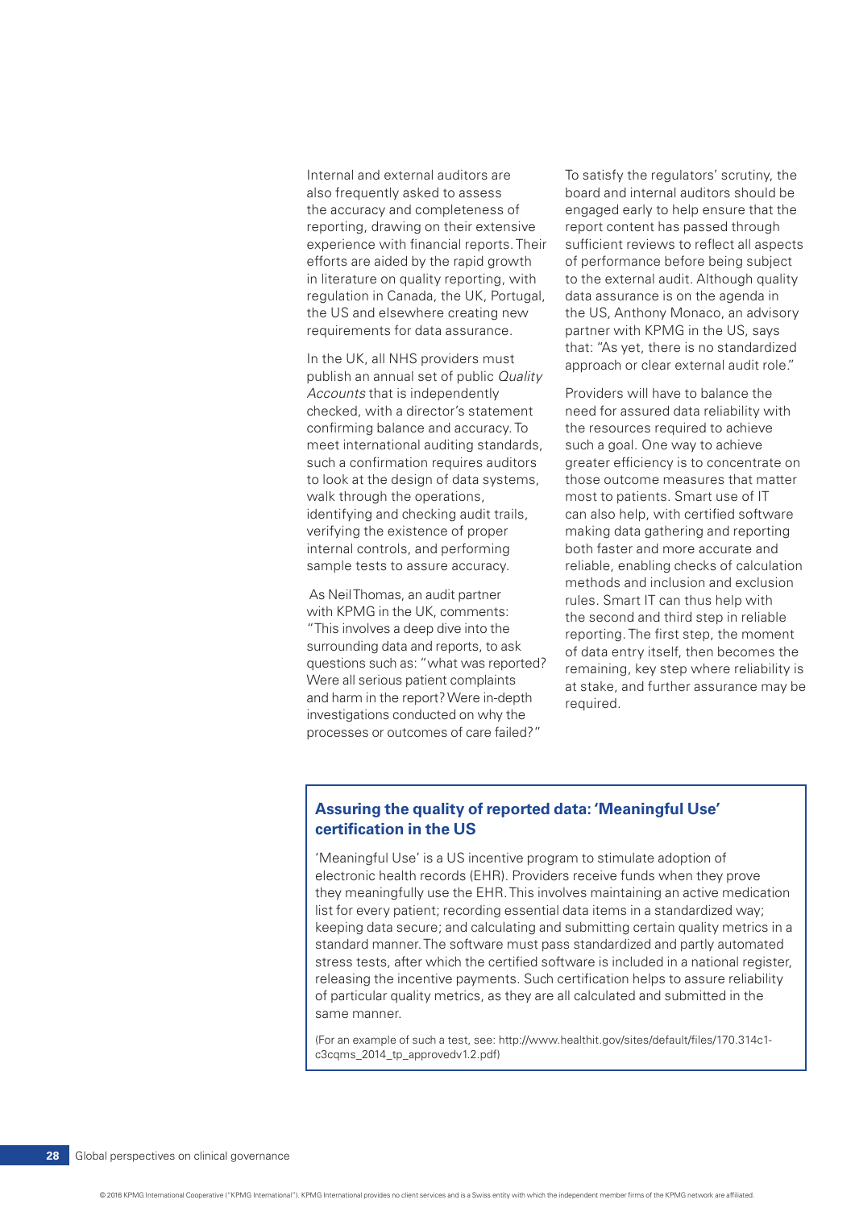Internal and external auditors are also frequently asked to assess the accuracy and completeness of reporting, drawing on their extensive experience with financial reports. Their efforts are aided by the rapid growth in literature on quality reporting, with regulation in Canada, the UK, Portugal, the US and elsewhere creating new requirements for data assurance.

In the UK, all NHS providers must publish an annual set of public *Quality Accounts* that is independently checked, with a director's statement confirming balance and accuracy. To meet international auditing standards, such a confirmation requires auditors to look at the design of data systems, walk through the operations, identifying and checking audit trails, verifying the existence of proper internal controls, and performing sample tests to assure accuracy.

As Neil Thomas, an audit partner with KPMG in the UK, comments: "This involves a deep dive into the surrounding data and reports, to ask questions such as: "what was reported? Were all serious patient complaints and harm in the report? Were in-depth investigations conducted on why the processes or outcomes of care failed?"

To satisfy the regulators' scrutiny, the board and internal auditors should be engaged early to help ensure that the report content has passed through sufficient reviews to reflect all aspects of performance before being subject to the external audit. Although quality data assurance is on the agenda in the US, Anthony Monaco, an advisory partner with KPMG in the US, says that: "As yet, there is no standardized approach or clear external audit role."

Providers will have to balance the need for assured data reliability with the resources required to achieve such a goal. One way to achieve greater efficiency is to concentrate on those outcome measures that matter most to patients. Smart use of IT can also help, with certified software making data gathering and reporting both faster and more accurate and reliable, enabling checks of calculation methods and inclusion and exclusion rules. Smart IT can thus help with the second and third step in reliable reporting. The first step, the moment of data entry itself, then becomes the remaining, key step where reliability is at stake, and further assurance may be required.

### Assuring the quality of reported data: 'Meaningful Use' certification in the US

'Meaningful Use' is a US incentive program to stimulate adoption of electronic health records (EHR). Providers receive funds when they prove they meaningfully use the EHR. This involves maintaining an active medication list for every patient; recording essential data items in a standardized way; keeping data secure; and calculating and submitting certain quality metrics in a standard manner. The software must pass standardized and partly automated stress tests, after which the certified software is included in a national register, releasing the incentive payments. Such certification helps to assure reliability of particular quality metrics, as they are all calculated and submitted in the same manner.

(For an example of such a test, see: http://www.healthit.gov/sites/default/files/170.314c1-c3cqms_2014_tp_approvedv1.2.pdf)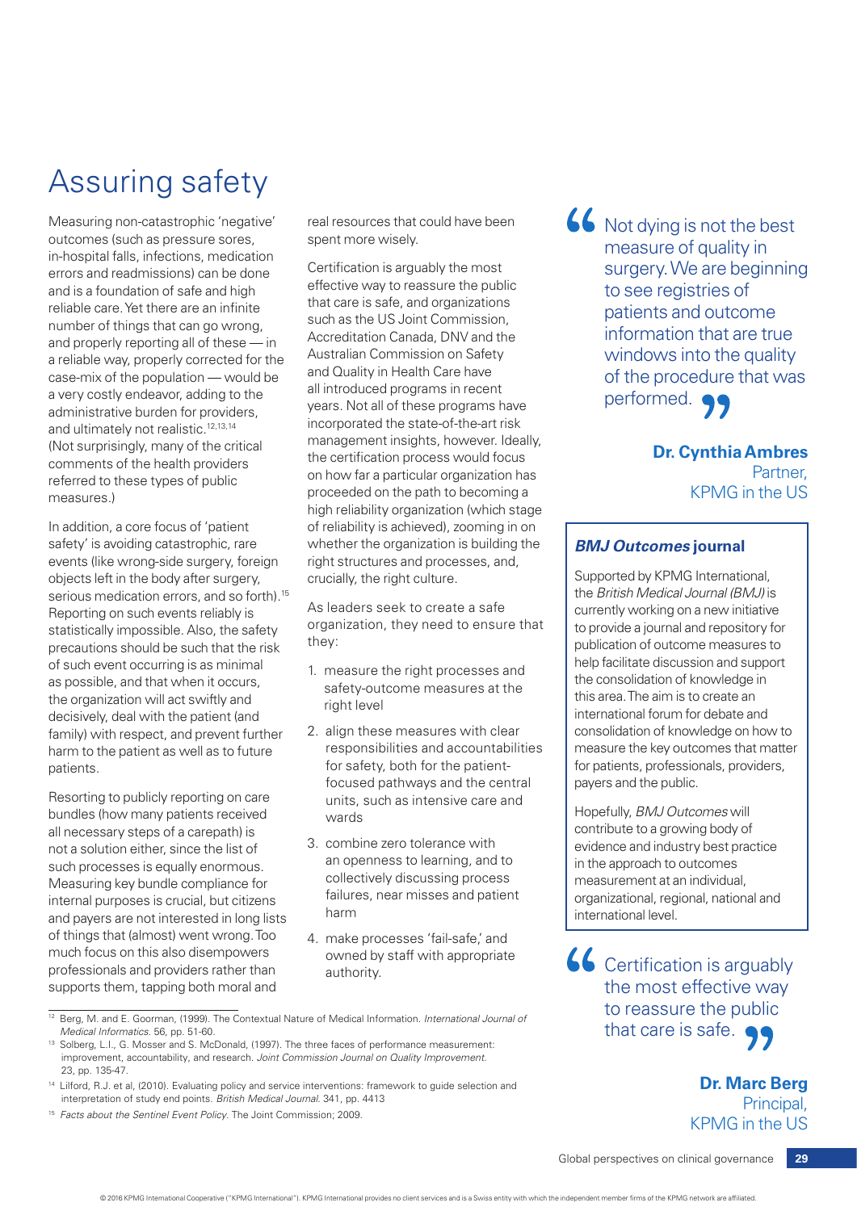# Assuring safety

Measuring non-catastrophic 'negative' outcomes (such as pressure sores, in-hospital falls, infections, medication errors and readmissions) can be done and is a foundation of safe and high reliable care. Yet there are an infinite number of things that can go wrong, and properly reporting all of these — in a reliable way, properly corrected for the case-mix of the population — would be a very costly endeavor, adding to the administrative burden for providers, and ultimately not realistic.[12,13,14] (Not surprisingly, many of the critical comments of the health providers referred to these types of public measures.)

In addition, a core focus of 'patient safety' is avoiding catastrophic, rare events (like wrong-side surgery, foreign objects left in the body after surgery, serious medication errors, and so forth).[15] Reporting on such events reliably is statistically impossible. Also, the safety precautions should be such that the risk of such event occurring is as minimal as possible, and that when it occurs, the organization will act swiftly and decisively, deal with the patient (and family) with respect, and prevent further harm to the patient as well as to future patients.

Resorting to publicly reporting on care bundles (how many patients received all necessary steps of a carepath) is not a solution either, since the list of such processes is equally enormous. Measuring key bundle compliance for internal purposes is crucial, but citizens and payers are not interested in long lists of things that (almost) went wrong. Too much focus on this also disempowers professionals and providers rather than supports them, tapping both moral and real resources that could have been spent more wisely.

Certification is arguably the most effective way to reassure the public that care is safe, and organizations such as the US Joint Commission, Accreditation Canada, DNV and the Australian Commission on Safety and Quality in Health Care have all introduced programs in recent years. Not all of these programs have incorporated the state-of-the-art risk management insights, however. Ideally, the certification process would focus on how far a particular organization has proceeded on the path to becoming a high reliability organization (which stage of reliability is achieved), zooming in on whether the organization is building the right structures and processes, and, crucially, the right culture.

As leaders seek to create a safe organization, they need to ensure that they:

1. measure the right processes and safety-outcome measures at the right level
2. align these measures with clear responsibilities and accountabilities for safety, both for the patient-focused pathways and the central units, such as intensive care and wards
3. combine zero tolerance with an openness to learning, and to collectively discussing process failures, near misses and patient harm
4. make processes 'fail-safe,' and owned by staff with appropriate authority.

> "Not dying is not the best measure of quality in surgery. We are beginning to see registries of patients and outcome information that are true windows into the quality of the procedure that was performed."
>
> **Dr. Cynthia Ambres**
> Partner,
> KPMG in the US

### *BMJ Outcomes* journal

Supported by KPMG International, the *British Medical Journal (BMJ)* is currently working on a new initiative to provide a journal and repository for publication of outcome measures to help facilitate discussion and support the consolidation of knowledge in this area. The aim is to create an international forum for debate and consolidation of knowledge on how to measure the key outcomes that matter for patients, professionals, providers, payers and the public.

Hopefully, *BMJ Outcomes* will contribute to a growing body of evidence and industry best practice in the approach to outcomes measurement at an individual, organizational, regional, national and international level.

> "Certification is arguably the most effective way to reassure the public that care is safe."
>
> **Dr. Marc Berg**
> Principal,
> KPMG in the US

---

[12] Berg, M. and E. Goorman, (1999). The Contextual Nature of Medical Information. *International Journal of Medical Informatics*. 56, pp. 51-60.

[13] Solberg, L.I., G. Mosser and S. McDonald, (1997). The three faces of performance measurement: improvement, accountability, and research. *Joint Commission Journal on Quality Improvement*. 23, pp. 135-47.

[14] Lilford, R.J. et al, (2010). Evaluating policy and service interventions: framework to guide selection and interpretation of study end points. *British Medical Journal*. 341, pp. 4413

[15] *Facts about the Sentinel Event Policy*. The Joint Commission; 2009.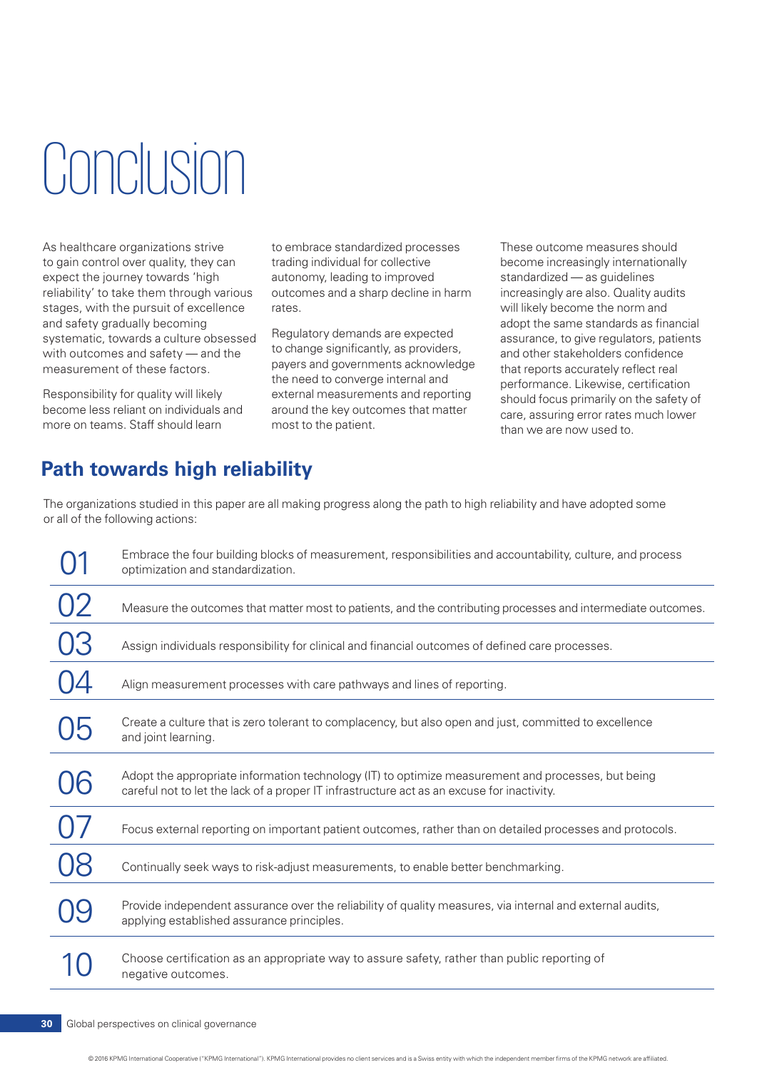# Conclusion

As healthcare organizations strive to gain control over quality, they can expect the journey towards 'high reliability' to take them through various stages, with the pursuit of excellence and safety gradually becoming systematic, towards a culture obsessed with outcomes and safety — and the measurement of these factors.

Responsibility for quality will likely become less reliant on individuals and more on teams. Staff should learn to embrace standardized processes trading individual for collective autonomy, leading to improved outcomes and a sharp decline in harm rates.

Regulatory demands are expected to change significantly, as providers, payers and governments acknowledge the need to converge internal and external measurements and reporting around the key outcomes that matter most to the patient.

These outcome measures should become increasingly internationally standardized — as guidelines increasingly are also. Quality audits will likely become the norm and adopt the same standards as financial assurance, to give regulators, patients and other stakeholders confidence that reports accurately reflect real performance. Likewise, certification should focus primarily on the safety of care, assuring error rates much lower than we are now used to.

## Path towards high reliability

The organizations studied in this paper are all making progress along the path to high reliability and have adopted some or all of the following actions:

01 Embrace the four building blocks of measurement, responsibilities and accountability, culture, and process optimization and standardization.

02 Measure the outcomes that matter most to patients, and the contributing processes and intermediate outcomes.

03 Assign individuals responsibility for clinical and financial outcomes of defined care processes.

04 Align measurement processes with care pathways and lines of reporting.

05 Create a culture that is zero tolerant to complacency, but also open and just, committed to excellence and joint learning.

06 Adopt the appropriate information technology (IT) to optimize measurement and processes, but being careful not to let the lack of a proper IT infrastructure act as an excuse for inactivity.

07 Focus external reporting on important patient outcomes, rather than on detailed processes and protocols.

08 Continually seek ways to risk-adjust measurements, to enable better benchmarking.

09 Provide independent assurance over the reliability of quality measures, via internal and external audits, applying established assurance principles.

10 Choose certification as an appropriate way to assure safety, rather than public reporting of negative outcomes.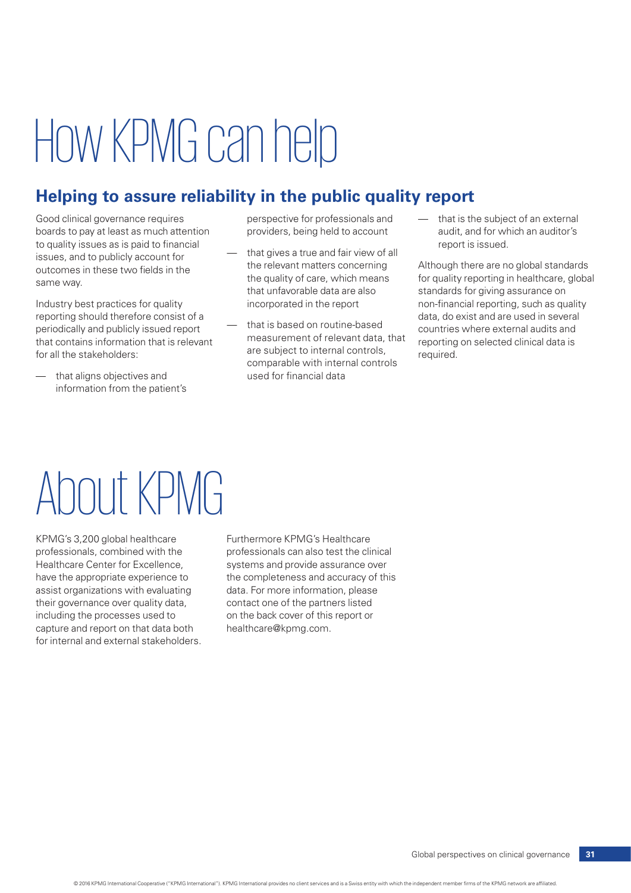# How KPMG can help

## Helping to assure reliability in the public quality report

Good clinical governance requires boards to pay at least as much attention to quality issues as is paid to financial issues, and to publicly account for outcomes in these two fields in the same way.

Industry best practices for quality reporting should therefore consist of a periodically and publicly issued report that contains information that is relevant for all the stakeholders:

- that aligns objectives and information from the patient's perspective for professionals and providers, being held to account
- that gives a true and fair view of all the relevant matters concerning the quality of care, which means that unfavorable data are also incorporated in the report
- that is based on routine-based measurement of relevant data, that are subject to internal controls, comparable with internal controls used for financial data
- that is the subject of an external audit, and for which an auditor's report is issued.

Although there are no global standards for quality reporting in healthcare, global standards for giving assurance on non-financial reporting, such as quality data, do exist and are used in several countries where external audits and reporting on selected clinical data is required.

# About KPMG

KPMG's 3,200 global healthcare professionals, combined with the Healthcare Center for Excellence, have the appropriate experience to assist organizations with evaluating their governance over quality data, including the processes used to capture and report on that data both for internal and external stakeholders.

Furthermore KPMG's Healthcare professionals can also test the clinical systems and provide assurance over the completeness and accuracy of this data. For more information, please contact one of the partners listed on the back cover of this report or healthcare@kpmg.com.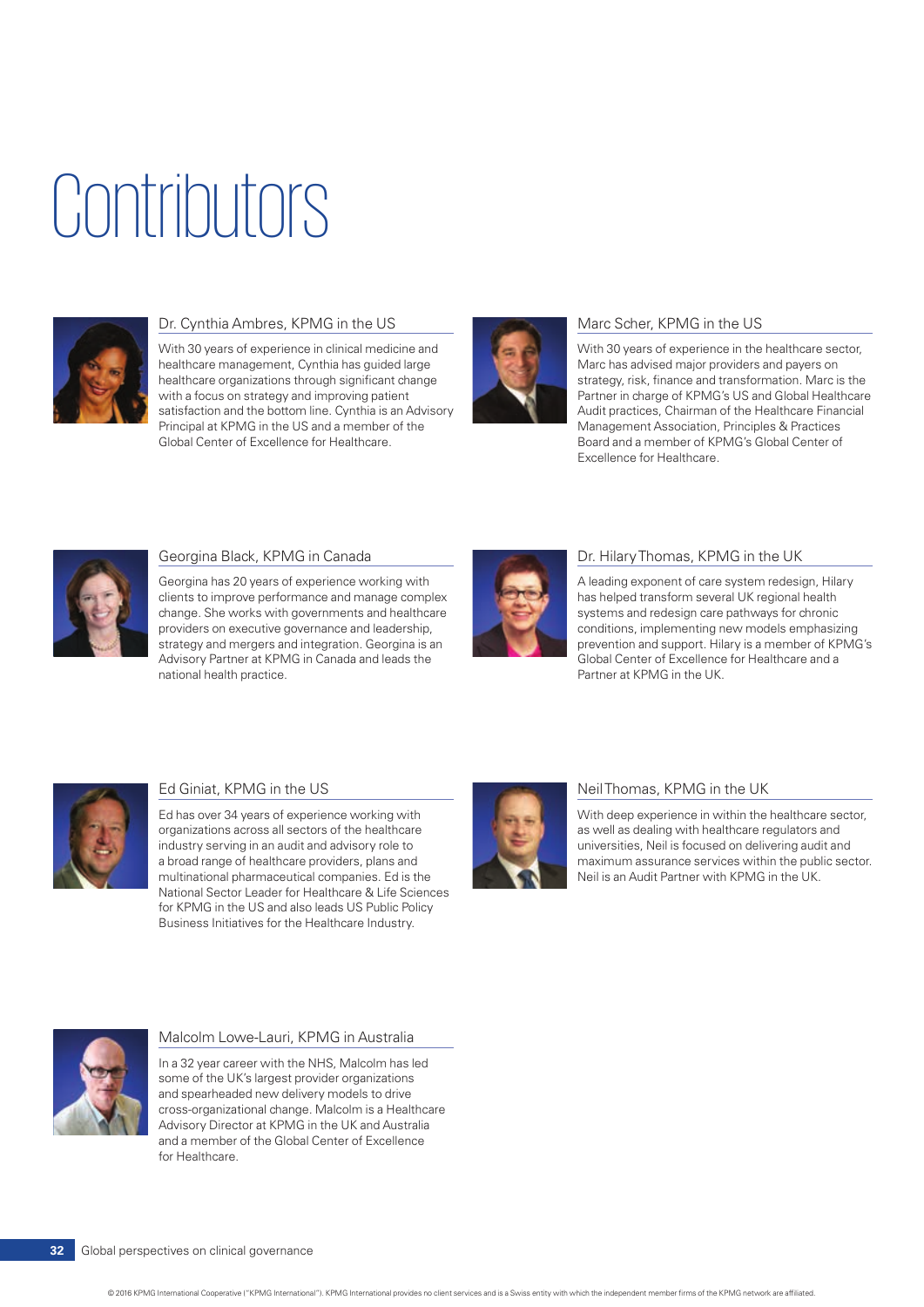# Contributors

### Dr. Cynthia Ambres, KPMG in the US

With 30 years of experience in clinical medicine and healthcare management, Cynthia has guided large healthcare organizations through significant change with a focus on strategy and improving patient satisfaction and the bottom line. Cynthia is an Advisory Principal at KPMG in the US and a member of the Global Center of Excellence for Healthcare.

### Marc Scher, KPMG in the US

With 30 years of experience in the healthcare sector, Marc has advised major providers and payers on strategy, risk, finance and transformation. Marc is the Partner in charge of KPMG's US and Global Healthcare Audit practices, Chairman of the Healthcare Financial Management Association, Principles & Practices Board and a member of KPMG's Global Center of Excellence for Healthcare.

### Georgina Black, KPMG in Canada

Georgina has 20 years of experience working with clients to improve performance and manage complex change. She works with governments and healthcare providers on executive governance and leadership, strategy and mergers and integration. Georgina is an Advisory Partner at KPMG in Canada and leads the national health practice.

### Dr. Hilary Thomas, KPMG in the UK

A leading exponent of care system redesign, Hilary has helped transform several UK regional health systems and redesign care pathways for chronic conditions, implementing new models emphasizing prevention and support. Hilary is a member of KPMG's Global Center of Excellence for Healthcare and a Partner at KPMG in the UK.

### Ed Giniat, KPMG in the US

Ed has over 34 years of experience working with organizations across all sectors of the healthcare industry serving in an audit and advisory role to a broad range of healthcare providers, plans and multinational pharmaceutical companies. Ed is the National Sector Leader for Healthcare & Life Sciences for KPMG in the US and also leads US Public Policy Business Initiatives for the Healthcare Industry.

### Neil Thomas, KPMG in the UK

With deep experience in within the healthcare sector, as well as dealing with healthcare regulators and universities, Neil is focused on delivering audit and maximum assurance services within the public sector. Neil is an Audit Partner with KPMG in the UK.

### Malcolm Lowe-Lauri, KPMG in Australia

In a 32 year career with the NHS, Malcolm has led some of the UK's largest provider organizations and spearheaded new delivery models to drive cross-organizational change. Malcolm is a Healthcare Advisory Director at KPMG in the UK and Australia and a member of the Global Center of Excellence for Healthcare.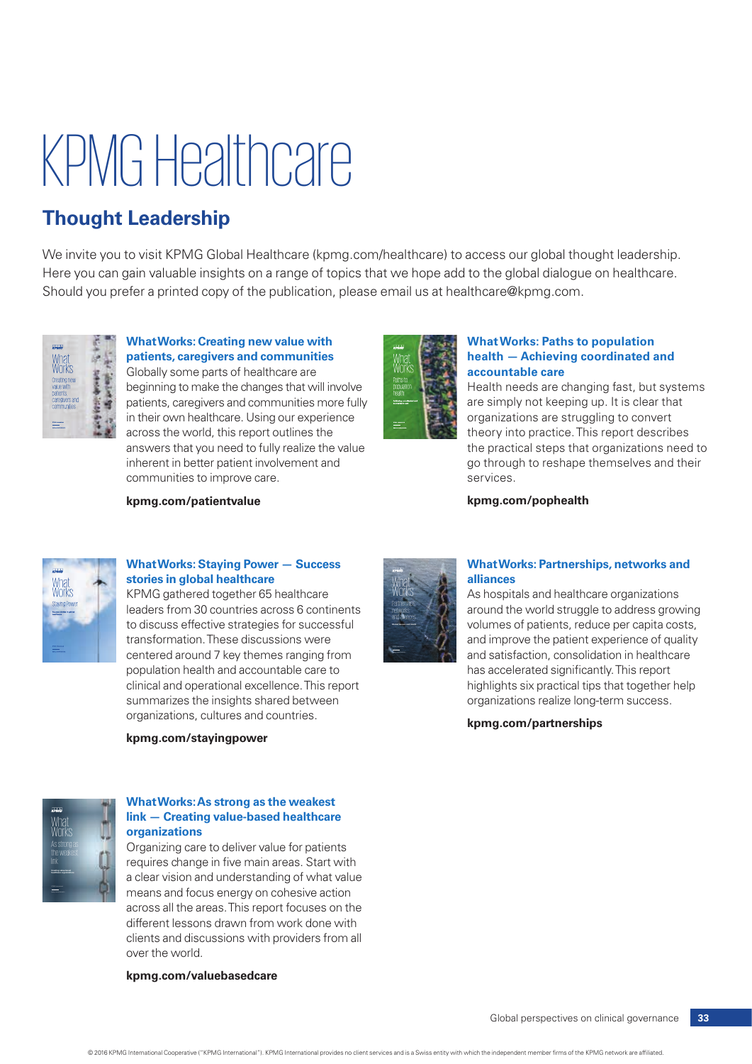# KPMG Healthcare

## Thought Leadership

We invite you to visit KPMG Global Healthcare (kpmg.com/healthcare) to access our global thought leadership. Here you can gain valuable insights on a range of topics that we hope add to the global dialogue on healthcare. Should you prefer a printed copy of the publication, please email us at healthcare@kpmg.com.

### What Works: Creating new value with patients, caregivers and communities

Globally some parts of healthcare are beginning to make the changes that will involve patients, caregivers and communities more fully in their own healthcare. Using our experience across the world, this report outlines the answers that you need to fully realize the value inherent in better patient involvement and communities to improve care.

**kpmg.com/patientvalue**

### What Works: Paths to population health — Achieving coordinated and accountable care

Health needs are changing fast, but systems are simply not keeping up. It is clear that organizations are struggling to convert theory into practice. This report describes the practical steps that organizations need to go through to reshape themselves and their services.

**kpmg.com/pophealth**

### What Works: Staying Power — Success stories in global healthcare

KPMG gathered together 65 healthcare leaders from 30 countries across 6 continents to discuss effective strategies for successful transformation. These discussions were centered around 7 key themes ranging from population health and accountable care to clinical and operational excellence. This report summarizes the insights shared between organizations, cultures and countries.

**kpmg.com/stayingpower**

### What Works: Partnerships, networks and alliances

As hospitals and healthcare organizations around the world struggle to address growing volumes of patients, reduce per capita costs, and improve the patient experience of quality and satisfaction, consolidation in healthcare has accelerated significantly. This report highlights six practical tips that together help organizations realize long-term success.

**kpmg.com/partnerships**

### What Works: As strong as the weakest link — Creating value-based healthcare organizations

Organizing care to deliver value for patients requires change in five main areas. Start with a clear vision and understanding of what value means and focus energy on cohesive action across all the areas. This report focuses on the different lessons drawn from work done with clients and discussions with providers from all over the world.

**kpmg.com/valuebasedcare**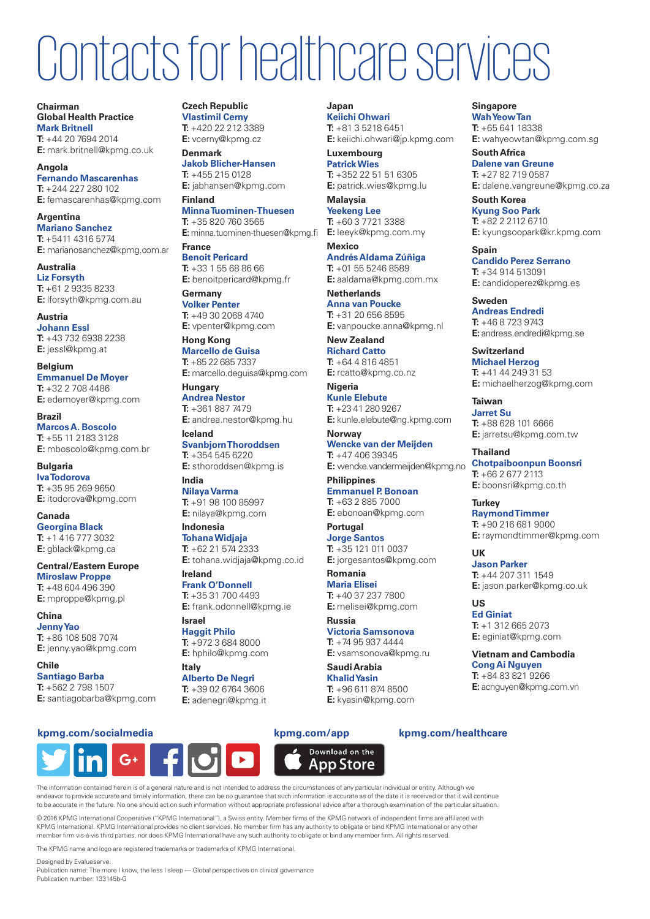# Contacts for healthcare services

**Chairman**
**Global Health Practice**
**Mark Britnell**
**T:** +44 20 7694 2014
**E:** mark.britnell@kpmg.co.uk

**Angola**
**Fernando Mascarenhas**
**T:** +244 227 280 102
**E:** femascarenhas@kpmg.com

**Argentina**
**Mariano Sanchez**
**T:** +5411 4316 5774
**E:** marianosanchez@kpmg.com.ar

**Australia**
**Liz Forsyth**
**T:** +61 2 9335 8233
**E:** lforsyth@kpmg.com.au

**Austria**
**Johann Essl**
**T:** +43 732 6938 2238
**E:** jessl@kpmg.at

**Belgium**
**Emmanuel De Moyer**
**T:** +32 2 708 4486
**E:** edemoyer@kpmg.com

**Brazil**
**Marcos A. Boscolo**
**T:** +55 11 2183 3128
**E:** mboscolo@kpmg.com.br

**Bulgaria**
**Iva Todorova**
**T:** +35 95 269 9650
**E:** itodorova@kpmg.com

**Canada**
**Georgina Black**
**T:** +1 416 777 3032
**E:** gblack@kpmg.ca

**Central/Eastern Europe**
**Miroslaw Proppe**
**T:** +48 604 496 390
**E:** mproppe@kpmg.pl

**China**
**Jenny Yao**
**T:** +86 108 508 7074
**E:** jenny.yao@kpmg.com

**Chile**
**Santiago Barba**
**T:** +562 2 798 1507
**E:** santiagobarba@kpmg.com

**Czech Republic**
**Vlastimil Cerny**
**T:** +420 22 212 3389
**E:** vcerny@kpmg.cz

**Denmark**
**Jakob Blicher-Hansen**
**T:** +455 215 0128
**E:** jabhansen@kpmg.com

**Finland**
**Minna Tuominen-Thuesen**
**T:** +35 820 760 3565
**E:** minna.tuominen-thuesen@kpmg.fi

**France**
**Benoit Pericard**
**T:** +33 1 55 68 86 66
**E:** benoitpericard@kpmg.fr

**Germany**
**Volker Penter**
**T:** +49 30 2068 4740
**E:** vpenter@kpmg.com

**Hong Kong**
**Marcello de Guisa**
**T:** +85 22 685 7337
**E:** marcello.deguisa@kpmg.com

**Hungary**
**Andrea Nestor**
**T:** +361 887 7479
**E:** andrea.nestor@kpmg.hu

**Iceland**
**Svanbjorn Thoroddsen**
**T:** +354 545 6220
**E:** sthoroddsen@kpmg.is

**India**
**Nilaya Varma**
**T:** +91 98 100 85997
**E:** nilaya@kpmg.com

**Indonesia**
**Tohana Widjaja**
**T:** +62 21 574 2333
**E:** tohana.widjaja@kpmg.co.id

**Ireland**
**Frank O'Donnell**
**T:** +35 31 700 4493
**E:** frank.odonnell@kpmg.ie

**Israel**
**Haggit Philo**
**T:** +972 3 684 8000
**E:** hphilo@kpmg.com

**Italy**
**Alberto De Negri**
**T:** +39 02 6764 3606
**E:** adenegri@kpmg.it

**Japan**
**Keiichi Ohwari**
**T:** +81 3 5218 6451
**E:** keiichi.ohwari@jp.kpmg.com

**Luxembourg**
**Patrick Wies**
**T:** +352 22 51 51 6305
**E:** patrick.wies@kpmg.lu

**Malaysia**
**Yeekeng Lee**
**T:** +60 3 7721 3388
**E:** leeyk@kpmg.com.my

**Mexico**
**Andrés Aldama Zúñiga**
**T:** +01 55 5246 8589
**E:** aaldama@kpmg.com.mx

**Netherlands**
**Anna van Poucke**
**T:** +31 20 656 8595
**E:** vanpoucke.anna@kpmg.nl

**New Zealand**
**Richard Catto**
**T:** +64 4 816 4851
**E:** rcatto@kpmg.co.nz

**Nigeria**
**Kunle Elebute**
**T:** +23 41 280 9267
**E:** kunle.elebute@ng.kpmg.com

**Norway**
**Wencke van der Meijden**
**T:** +47 406 39345
**E:** wencke.vandermeijden@kpmg.no

**Philippines**
**Emmanuel P. Bonoan**
**T:** +63 2 885 7000
**E:** ebonoan@kpmg.com

**Portugal**
**Jorge Santos**
**T:** +35 121 011 0037
**E:** jorgesantos@kpmg.com

**Romania**
**Maria Elisei**
**T:** +40 37 237 7800
**E:** melisei@kpmg.com

**Russia**
**Victoria Samsonova**
**T:** +74 95 937 4444
**E:** vsamsonova@kpmg.ru

**Saudi Arabia**
**Khalid Yasin**
**T:** +96 611 874 8500
**E:** kyasin@kpmg.com

**Singapore**
**Wah Yeow Tan**
**T:** +65 641 18338
**E:** wahyeowtan@kpmg.com.sg

**South Africa**
**Dalene van Greune**
**T:** +27 82 719 0587
**E:** dalene.vangreune@kpmg.co.za

**South Korea**
**Kyung Soo Park**
**T:** +82 2 2112 6710
**E:** kyungsoopark@kr.kpmg.com

**Spain**
**Candido Perez Serrano**
**T:** +34 914 513091
**E:** candidoperez@kpmg.es

**Sweden**
**Andreas Endredi**
**T:** +46 8 723 9743
**E:** andreas.endredi@kpmg.se

**Switzerland**
**Michael Herzog**
**T:** +41 44 249 31 53
**E:** michaelherzog@kpmg.com

**Taiwan**
**Jarret Su**
**T:** +88 628 101 6666
**E:** jarretsu@kpmg.com.tw

**Thailand**
**Chotpaiboonpun Boonsri**
**T:** +66 2 677 2113
**E:** boonsri@kpmg.co.th

**Turkey**
**Raymond Timmer**
**T:** +90 216 681 9000
**E:** raymondtimmer@kpmg.com

**UK**
**Jason Parker**
**T:** +44 207 311 1549
**E:** jason.parker@kpmg.co.uk

**US**
**Ed Giniat**
**T:** +1 312 665 2073
**E:** eginiat@kpmg.com

**Vietnam and Cambodia**
**Cong Ai Nguyen**
**T:** +84 83 821 9266
**E:** acnguyen@kpmg.com.vn

**kpmg.com/socialmedia**

**kpmg.com/app**

Download on the App Store

**kpmg.com/healthcare**

The information contained herein is of a general nature and is not intended to address the circumstances of any particular individual or entity. Although we endeavor to provide accurate and timely information, there can be no guarantee that such information is accurate as of the date it is received or that it will continue to be accurate in the future. No one should act on such information without appropriate professional advice after a thorough examination of the particular situation.

© 2016 KPMG International Cooperative ("KPMG International"), a Swiss entity. Member firms of the KPMG network of independent firms are affiliated with KPMG International. KPMG International provides no client services. No member firm has any authority to obligate or bind KPMG International or any other member firm vis-à-vis third parties, nor does KPMG International have any such authority to obligate or bind any member firm. All rights reserved.

The KPMG name and logo are registered trademarks or trademarks of KPMG International.

Designed by Evalueserve.
Publication name: The more I know, the less I sleep — Global perspectives on clinical governance
Publication number: 133145b-G